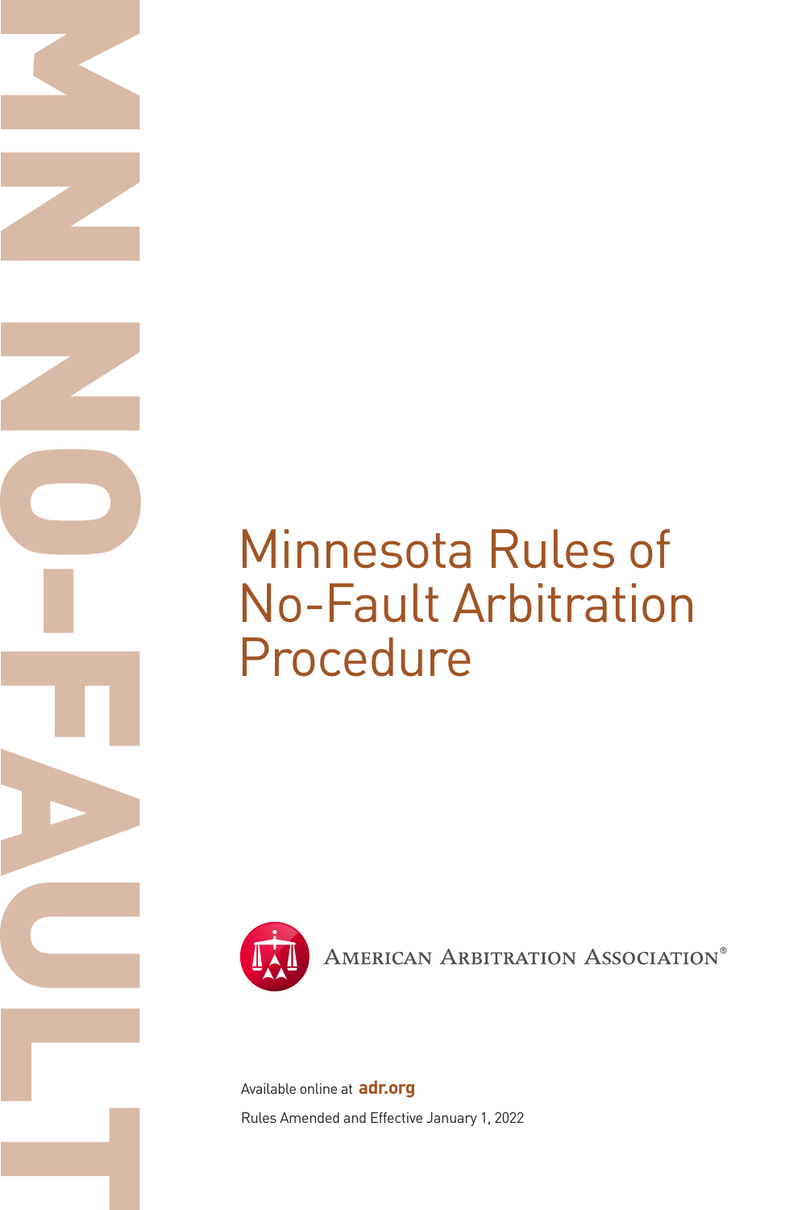MN NO-FAULT

# Minnesota Rules of No-Fault Arbitration Procedure

AMERICAN ARBITRATION ASSOCIATION®

Available online at **adr.org**

Rules Amended and Effective January 1, 2022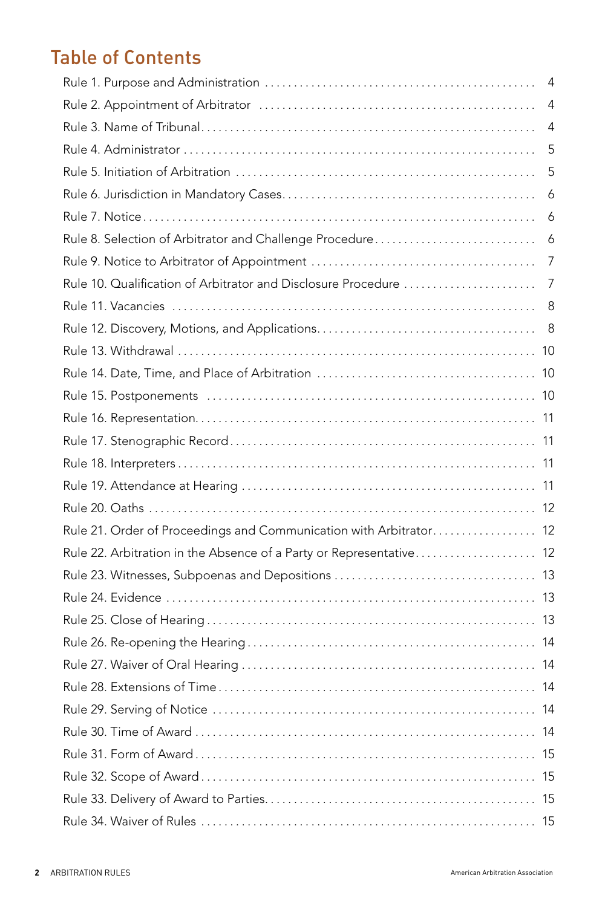## Table of Contents

| | |
|---|---|
| Rule 1. Purpose and Administration | 4 |
| Rule 2. Appointment of Arbitrator | 4 |
| Rule 3. Name of Tribunal | 4 |
| Rule 4. Administrator | 5 |
| Rule 5. Initiation of Arbitration | 5 |
| Rule 6. Jurisdiction in Mandatory Cases | 6 |
| Rule 7. Notice | 6 |
| Rule 8. Selection of Arbitrator and Challenge Procedure | 6 |
| Rule 9. Notice to Arbitrator of Appointment | 7 |
| Rule 10. Qualification of Arbitrator and Disclosure Procedure | 7 |
| Rule 11. Vacancies | 8 |
| Rule 12. Discovery, Motions, and Applications | 8 |
| Rule 13. Withdrawal | 10 |
| Rule 14. Date, Time, and Place of Arbitration | 10 |
| Rule 15. Postponements | 10 |
| Rule 16. Representation | 11 |
| Rule 17. Stenographic Record | 11 |
| Rule 18. Interpreters | 11 |
| Rule 19. Attendance at Hearing | 11 |
| Rule 20. Oaths | 12 |
| Rule 21. Order of Proceedings and Communication with Arbitrator | 12 |
| Rule 22. Arbitration in the Absence of a Party or Representative | 12 |
| Rule 23. Witnesses, Subpoenas and Depositions | 13 |
| Rule 24. Evidence | 13 |
| Rule 25. Close of Hearing | 13 |
| Rule 26. Re-opening the Hearing | 14 |
| Rule 27. Waiver of Oral Hearing | 14 |
| Rule 28. Extensions of Time | 14 |
| Rule 29. Serving of Notice | 14 |
| Rule 30. Time of Award | 14 |
| Rule 31. Form of Award | 15 |
| Rule 32. Scope of Award | 15 |
| Rule 33. Delivery of Award to Parties | 15 |
| Rule 34. Waiver of Rules | 15 |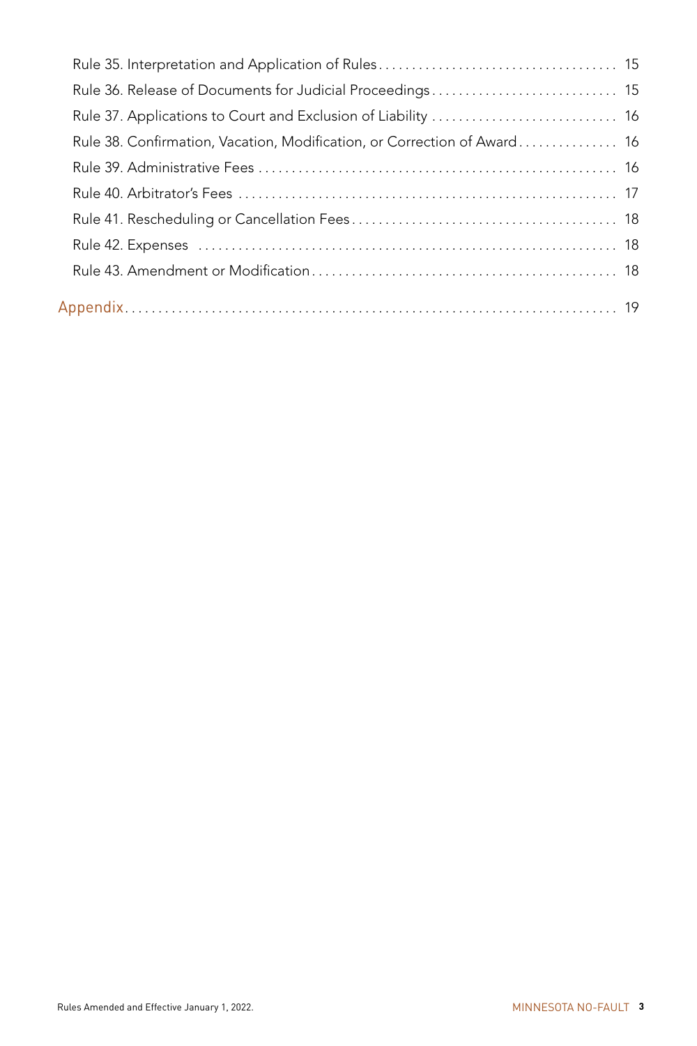Rule 35. Interpretation and Application of Rules . . . . . . . . . . . . . . . . . . . . . . . . . . . . . . . . . . . . 15

Rule 36. Release of Documents for Judicial Proceedings . . . . . . . . . . . . . . . . . . . . . . . . . . . . 15

Rule 37. Applications to Court and Exclusion of Liability . . . . . . . . . . . . . . . . . . . . . . . . . . . . 16

Rule 38. Confirmation, Vacation, Modification, or Correction of Award . . . . . . . . . . . . . . . 16

Rule 39. Administrative Fees . . . . . . . . . . . . . . . . . . . . . . . . . . . . . . . . . . . . . . . . . . . . . . . . . . . . . 16

Rule 40. Arbitrator's Fees . . . . . . . . . . . . . . . . . . . . . . . . . . . . . . . . . . . . . . . . . . . . . . . . . . . . . . . 17

Rule 41. Rescheduling or Cancellation Fees . . . . . . . . . . . . . . . . . . . . . . . . . . . . . . . . . . . . . . . . 18

Rule 42. Expenses . . . . . . . . . . . . . . . . . . . . . . . . . . . . . . . . . . . . . . . . . . . . . . . . . . . . . . . . . . . . . . 18

Rule 43. Amendment or Modification . . . . . . . . . . . . . . . . . . . . . . . . . . . . . . . . . . . . . . . . . . . . . . 18

Appendix . . . . . . . . . . . . . . . . . . . . . . . . . . . . . . . . . . . . . . . . . . . . . . . . . . . . . . . . . . . . . . . . . . . . . 19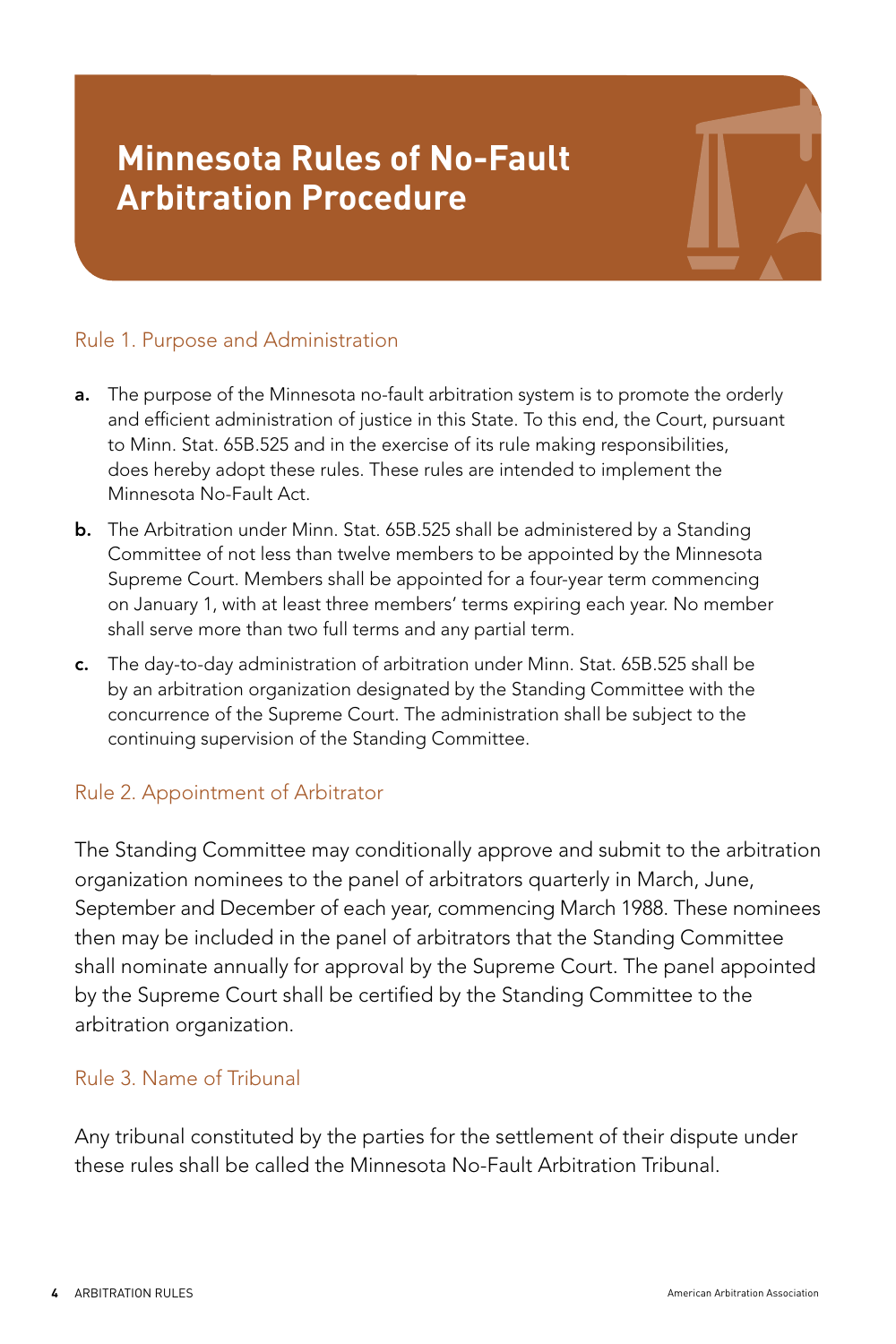# Minnesota Rules of No-Fault Arbitration Procedure

## Rule 1. Purpose and Administration

**a.** The purpose of the Minnesota no-fault arbitration system is to promote the orderly and efficient administration of justice in this State. To this end, the Court, pursuant to Minn. Stat. 65B.525 and in the exercise of its rule making responsibilities, does hereby adopt these rules. These rules are intended to implement the Minnesota No-Fault Act.

**b.** The Arbitration under Minn. Stat. 65B.525 shall be administered by a Standing Committee of not less than twelve members to be appointed by the Minnesota Supreme Court. Members shall be appointed for a four-year term commencing on January 1, with at least three members' terms expiring each year. No member shall serve more than two full terms and any partial term.

**c.** The day-to-day administration of arbitration under Minn. Stat. 65B.525 shall be by an arbitration organization designated by the Standing Committee with the concurrence of the Supreme Court. The administration shall be subject to the continuing supervision of the Standing Committee.

## Rule 2. Appointment of Arbitrator

The Standing Committee may conditionally approve and submit to the arbitration organization nominees to the panel of arbitrators quarterly in March, June, September and December of each year, commencing March 1988. These nominees then may be included in the panel of arbitrators that the Standing Committee shall nominate annually for approval by the Supreme Court. The panel appointed by the Supreme Court shall be certified by the Standing Committee to the arbitration organization.

## Rule 3. Name of Tribunal

Any tribunal constituted by the parties for the settlement of their dispute under these rules shall be called the Minnesota No-Fault Arbitration Tribunal.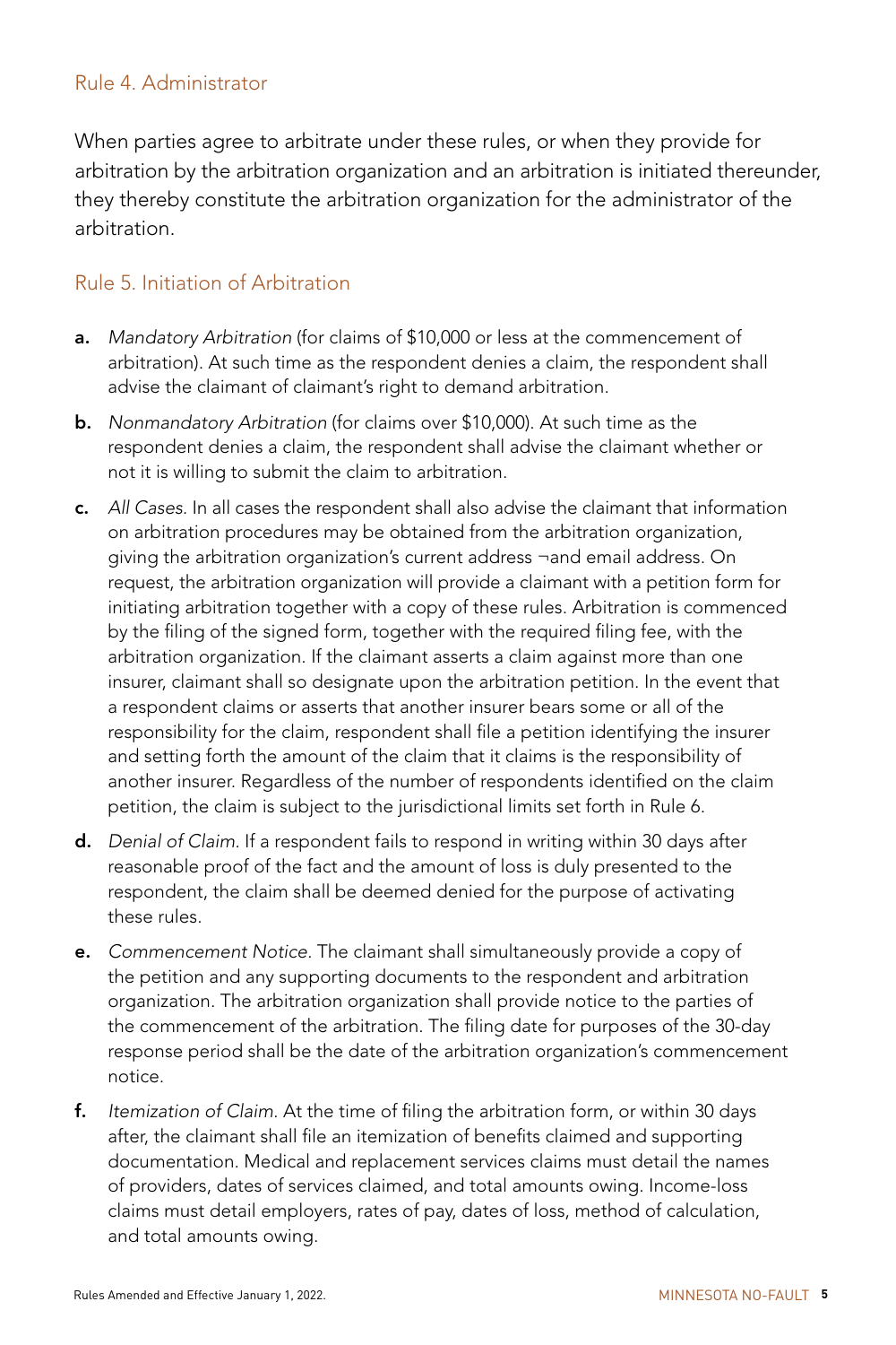## Rule 4. Administrator

When parties agree to arbitrate under these rules, or when they provide for arbitration by the arbitration organization and an arbitration is initiated thereunder, they thereby constitute the arbitration organization for the administrator of the arbitration.

## Rule 5. Initiation of Arbitration

**a.** *Mandatory Arbitration* (for claims of $10,000 or less at the commencement of arbitration). At such time as the respondent denies a claim, the respondent shall advise the claimant of claimant's right to demand arbitration.

**b.** *Nonmandatory Arbitration* (for claims over $10,000). At such time as the respondent denies a claim, the respondent shall advise the claimant whether or not it is willing to submit the claim to arbitration.

**c.** *All Cases.* In all cases the respondent shall also advise the claimant that information on arbitration procedures may be obtained from the arbitration organization, giving the arbitration organization's current address ¬and email address. On request, the arbitration organization will provide a claimant with a petition form for initiating arbitration together with a copy of these rules. Arbitration is commenced by the filing of the signed form, together with the required filing fee, with the arbitration organization. If the claimant asserts a claim against more than one insurer, claimant shall so designate upon the arbitration petition. In the event that a respondent claims or asserts that another insurer bears some or all of the responsibility for the claim, respondent shall file a petition identifying the insurer and setting forth the amount of the claim that it claims is the responsibility of another insurer. Regardless of the number of respondents identified on the claim petition, the claim is subject to the jurisdictional limits set forth in Rule 6.

**d.** *Denial of Claim.* If a respondent fails to respond in writing within 30 days after reasonable proof of the fact and the amount of loss is duly presented to the respondent, the claim shall be deemed denied for the purpose of activating these rules.

**e.** *Commencement Notice.* The claimant shall simultaneously provide a copy of the petition and any supporting documents to the respondent and arbitration organization. The arbitration organization shall provide notice to the parties of the commencement of the arbitration. The filing date for purposes of the 30-day response period shall be the date of the arbitration organization's commencement notice.

**f.** *Itemization of Claim.* At the time of filing the arbitration form, or within 30 days after, the claimant shall file an itemization of benefits claimed and supporting documentation. Medical and replacement services claims must detail the names of providers, dates of services claimed, and total amounts owing. Income-loss claims must detail employers, rates of pay, dates of loss, method of calculation, and total amounts owing.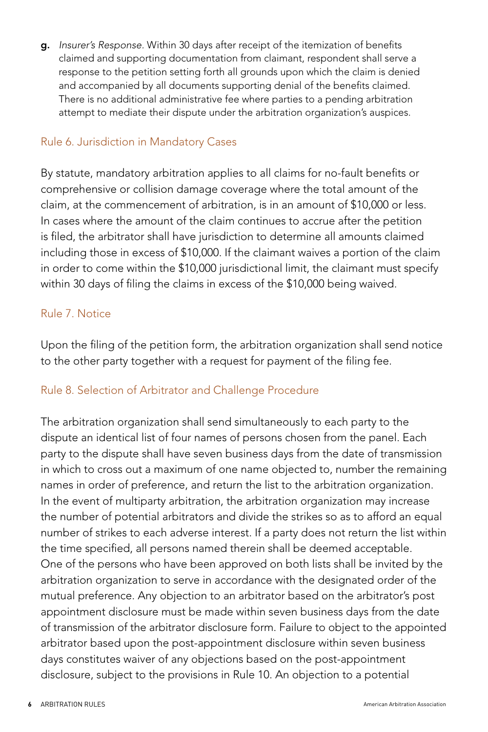**g.** *Insurer's Response.* Within 30 days after receipt of the itemization of benefits claimed and supporting documentation from claimant, respondent shall serve a response to the petition setting forth all grounds upon which the claim is denied and accompanied by all documents supporting denial of the benefits claimed. There is no additional administrative fee where parties to a pending arbitration attempt to mediate their dispute under the arbitration organization's auspices.

## Rule 6. Jurisdiction in Mandatory Cases

By statute, mandatory arbitration applies to all claims for no-fault benefits or comprehensive or collision damage coverage where the total amount of the claim, at the commencement of arbitration, is in an amount of $10,000 or less. In cases where the amount of the claim continues to accrue after the petition is filed, the arbitrator shall have jurisdiction to determine all amounts claimed including those in excess of $10,000. If the claimant waives a portion of the claim in order to come within the $10,000 jurisdictional limit, the claimant must specify within 30 days of filing the claims in excess of the $10,000 being waived.

## Rule 7. Notice

Upon the filing of the petition form, the arbitration organization shall send notice to the other party together with a request for payment of the filing fee.

## Rule 8. Selection of Arbitrator and Challenge Procedure

The arbitration organization shall send simultaneously to each party to the dispute an identical list of four names of persons chosen from the panel. Each party to the dispute shall have seven business days from the date of transmission in which to cross out a maximum of one name objected to, number the remaining names in order of preference, and return the list to the arbitration organization. In the event of multiparty arbitration, the arbitration organization may increase the number of potential arbitrators and divide the strikes so as to afford an equal number of strikes to each adverse interest. If a party does not return the list within the time specified, all persons named therein shall be deemed acceptable. One of the persons who have been approved on both lists shall be invited by the arbitration organization to serve in accordance with the designated order of the mutual preference. Any objection to an arbitrator based on the arbitrator's post appointment disclosure must be made within seven business days from the date of transmission of the arbitrator disclosure form. Failure to object to the appointed arbitrator based upon the post-appointment disclosure within seven business days constitutes waiver of any objections based on the post-appointment disclosure, subject to the provisions in Rule 10. An objection to a potential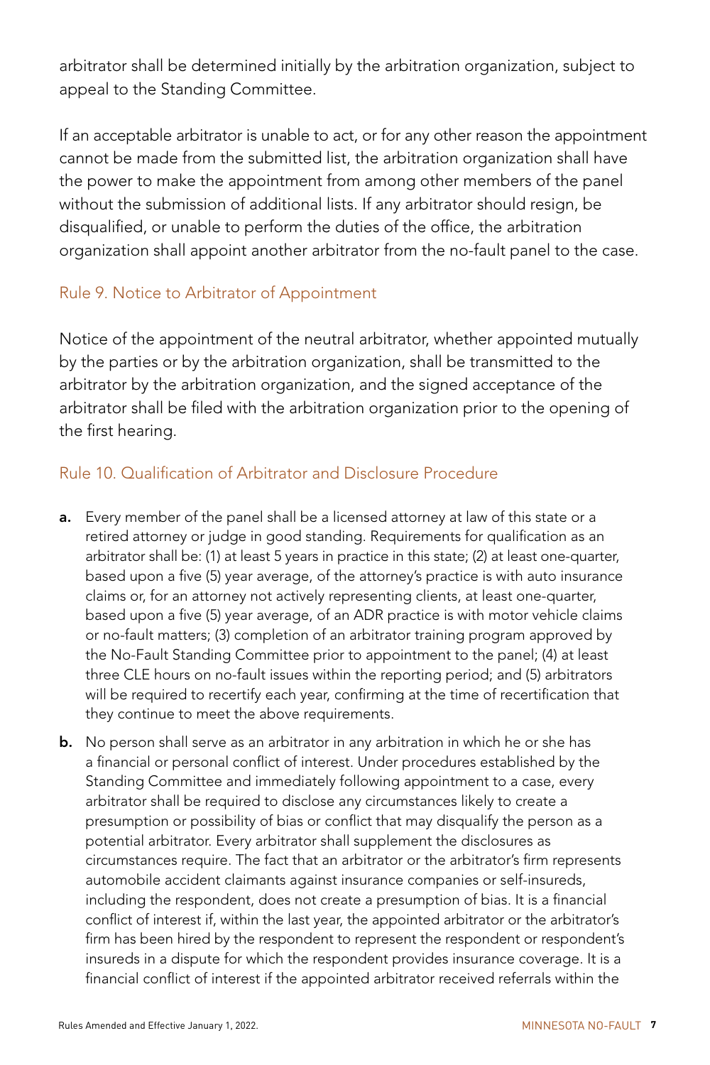arbitrator shall be determined initially by the arbitration organization, subject to appeal to the Standing Committee.

If an acceptable arbitrator is unable to act, or for any other reason the appointment cannot be made from the submitted list, the arbitration organization shall have the power to make the appointment from among other members of the panel without the submission of additional lists. If any arbitrator should resign, be disqualified, or unable to perform the duties of the office, the arbitration organization shall appoint another arbitrator from the no-fault panel to the case.

## Rule 9. Notice to Arbitrator of Appointment

Notice of the appointment of the neutral arbitrator, whether appointed mutually by the parties or by the arbitration organization, shall be transmitted to the arbitrator by the arbitration organization, and the signed acceptance of the arbitrator shall be filed with the arbitration organization prior to the opening of the first hearing.

## Rule 10. Qualification of Arbitrator and Disclosure Procedure

**a.** Every member of the panel shall be a licensed attorney at law of this state or a retired attorney or judge in good standing. Requirements for qualification as an arbitrator shall be: (1) at least 5 years in practice in this state; (2) at least one-quarter, based upon a five (5) year average, of the attorney's practice is with auto insurance claims or, for an attorney not actively representing clients, at least one-quarter, based upon a five (5) year average, of an ADR practice is with motor vehicle claims or no-fault matters; (3) completion of an arbitrator training program approved by the No-Fault Standing Committee prior to appointment to the panel; (4) at least three CLE hours on no-fault issues within the reporting period; and (5) arbitrators will be required to recertify each year, confirming at the time of recertification that they continue to meet the above requirements.

**b.** No person shall serve as an arbitrator in any arbitration in which he or she has a financial or personal conflict of interest. Under procedures established by the Standing Committee and immediately following appointment to a case, every arbitrator shall be required to disclose any circumstances likely to create a presumption or possibility of bias or conflict that may disqualify the person as a potential arbitrator. Every arbitrator shall supplement the disclosures as circumstances require. The fact that an arbitrator or the arbitrator's firm represents automobile accident claimants against insurance companies or self-insureds, including the respondent, does not create a presumption of bias. It is a financial conflict of interest if, within the last year, the appointed arbitrator or the arbitrator's firm has been hired by the respondent to represent the respondent or respondent's insureds in a dispute for which the respondent provides insurance coverage. It is a financial conflict of interest if the appointed arbitrator received referrals within the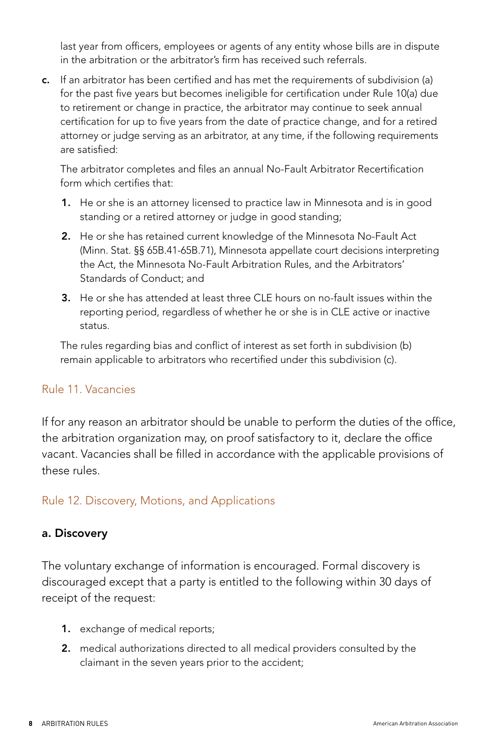last year from officers, employees or agents of any entity whose bills are in dispute in the arbitration or the arbitrator's firm has received such referrals.

**c.** If an arbitrator has been certified and has met the requirements of subdivision (a) for the past five years but becomes ineligible for certification under Rule 10(a) due to retirement or change in practice, the arbitrator may continue to seek annual certification for up to five years from the date of practice change, and for a retired attorney or judge serving as an arbitrator, at any time, if the following requirements are satisfied:

The arbitrator completes and files an annual No-Fault Arbitrator Recertification form which certifies that:

1. He or she is an attorney licensed to practice law in Minnesota and is in good standing or a retired attorney or judge in good standing;
2. He or she has retained current knowledge of the Minnesota No-Fault Act (Minn. Stat. §§ 65B.41-65B.71), Minnesota appellate court decisions interpreting the Act, the Minnesota No-Fault Arbitration Rules, and the Arbitrators' Standards of Conduct; and
3. He or she has attended at least three CLE hours on no-fault issues within the reporting period, regardless of whether he or she is in CLE active or inactive status.

The rules regarding bias and conflict of interest as set forth in subdivision (b) remain applicable to arbitrators who recertified under this subdivision (c).

## Rule 11. Vacancies

If for any reason an arbitrator should be unable to perform the duties of the office, the arbitration organization may, on proof satisfactory to it, declare the office vacant. Vacancies shall be filled in accordance with the applicable provisions of these rules.

## Rule 12. Discovery, Motions, and Applications

### a. Discovery

The voluntary exchange of information is encouraged. Formal discovery is discouraged except that a party is entitled to the following within 30 days of receipt of the request:

1. exchange of medical reports;
2. medical authorizations directed to all medical providers consulted by the claimant in the seven years prior to the accident;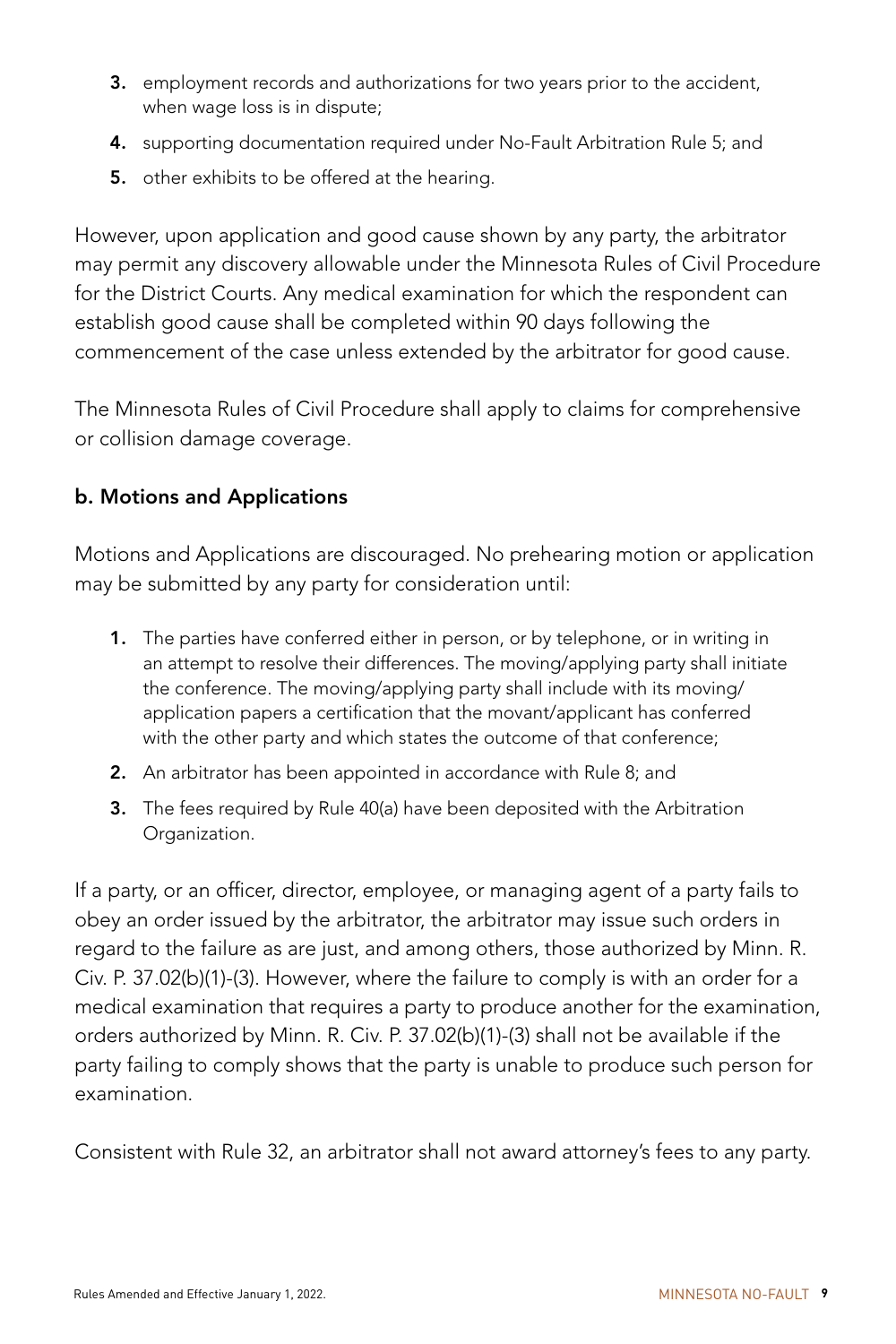3. employment records and authorizations for two years prior to the accident, when wage loss is in dispute;
4. supporting documentation required under No-Fault Arbitration Rule 5; and
5. other exhibits to be offered at the hearing.

However, upon application and good cause shown by any party, the arbitrator may permit any discovery allowable under the Minnesota Rules of Civil Procedure for the District Courts. Any medical examination for which the respondent can establish good cause shall be completed within 90 days following the commencement of the case unless extended by the arbitrator for good cause.

The Minnesota Rules of Civil Procedure shall apply to claims for comprehensive or collision damage coverage.

**b. Motions and Applications**

Motions and Applications are discouraged. No prehearing motion or application may be submitted by any party for consideration until:

1. The parties have conferred either in person, or by telephone, or in writing in an attempt to resolve their differences. The moving/applying party shall initiate the conference. The moving/applying party shall include with its moving/application papers a certification that the movant/applicant has conferred with the other party and which states the outcome of that conference;
2. An arbitrator has been appointed in accordance with Rule 8; and
3. The fees required by Rule 40(a) have been deposited with the Arbitration Organization.

If a party, or an officer, director, employee, or managing agent of a party fails to obey an order issued by the arbitrator, the arbitrator may issue such orders in regard to the failure as are just, and among others, those authorized by Minn. R. Civ. P. 37.02(b)(1)-(3). However, where the failure to comply is with an order for a medical examination that requires a party to produce another for the examination, orders authorized by Minn. R. Civ. P. 37.02(b)(1)-(3) shall not be available if the party failing to comply shows that the party is unable to produce such person for examination.

Consistent with Rule 32, an arbitrator shall not award attorney's fees to any party.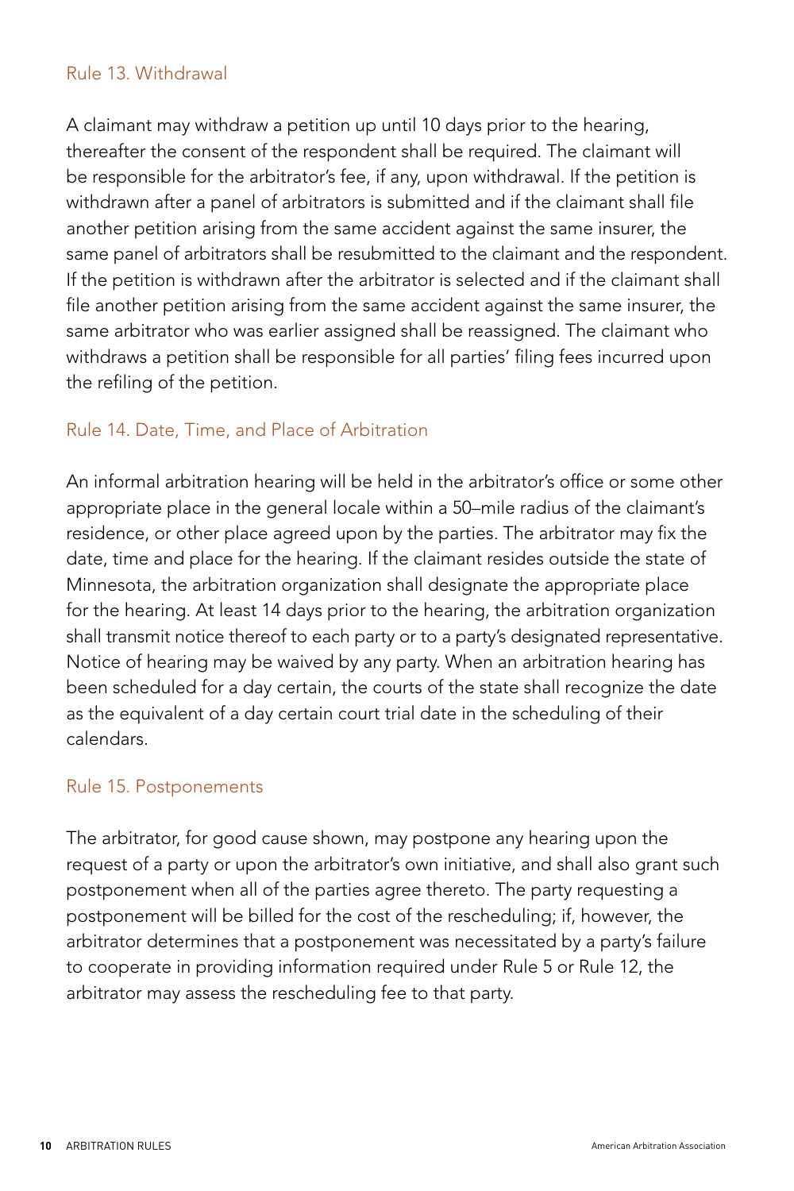## Rule 13. Withdrawal

A claimant may withdraw a petition up until 10 days prior to the hearing, thereafter the consent of the respondent shall be required. The claimant will be responsible for the arbitrator's fee, if any, upon withdrawal. If the petition is withdrawn after a panel of arbitrators is submitted and if the claimant shall file another petition arising from the same accident against the same insurer, the same panel of arbitrators shall be resubmitted to the claimant and the respondent. If the petition is withdrawn after the arbitrator is selected and if the claimant shall file another petition arising from the same accident against the same insurer, the same arbitrator who was earlier assigned shall be reassigned. The claimant who withdraws a petition shall be responsible for all parties' filing fees incurred upon the refiling of the petition.

## Rule 14. Date, Time, and Place of Arbitration

An informal arbitration hearing will be held in the arbitrator's office or some other appropriate place in the general locale within a 50–mile radius of the claimant's residence, or other place agreed upon by the parties. The arbitrator may fix the date, time and place for the hearing. If the claimant resides outside the state of Minnesota, the arbitration organization shall designate the appropriate place for the hearing. At least 14 days prior to the hearing, the arbitration organization shall transmit notice thereof to each party or to a party's designated representative. Notice of hearing may be waived by any party. When an arbitration hearing has been scheduled for a day certain, the courts of the state shall recognize the date as the equivalent of a day certain court trial date in the scheduling of their calendars.

## Rule 15. Postponements

The arbitrator, for good cause shown, may postpone any hearing upon the request of a party or upon the arbitrator's own initiative, and shall also grant such postponement when all of the parties agree thereto. The party requesting a postponement will be billed for the cost of the rescheduling; if, however, the arbitrator determines that a postponement was necessitated by a party's failure to cooperate in providing information required under Rule 5 or Rule 12, the arbitrator may assess the rescheduling fee to that party.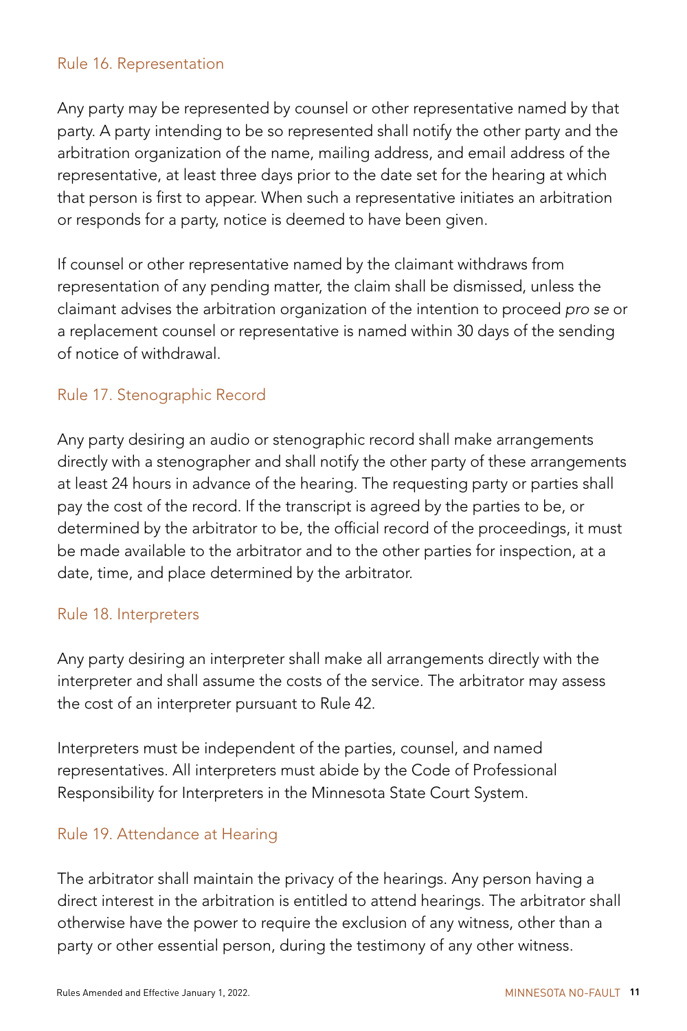## Rule 16. Representation

Any party may be represented by counsel or other representative named by that party. A party intending to be so represented shall notify the other party and the arbitration organization of the name, mailing address, and email address of the representative, at least three days prior to the date set for the hearing at which that person is first to appear. When such a representative initiates an arbitration or responds for a party, notice is deemed to have been given.

If counsel or other representative named by the claimant withdraws from representation of any pending matter, the claim shall be dismissed, unless the claimant advises the arbitration organization of the intention to proceed *pro se* or a replacement counsel or representative is named within 30 days of the sending of notice of withdrawal.

## Rule 17. Stenographic Record

Any party desiring an audio or stenographic record shall make arrangements directly with a stenographer and shall notify the other party of these arrangements at least 24 hours in advance of the hearing. The requesting party or parties shall pay the cost of the record. If the transcript is agreed by the parties to be, or determined by the arbitrator to be, the official record of the proceedings, it must be made available to the arbitrator and to the other parties for inspection, at a date, time, and place determined by the arbitrator.

## Rule 18. Interpreters

Any party desiring an interpreter shall make all arrangements directly with the interpreter and shall assume the costs of the service. The arbitrator may assess the cost of an interpreter pursuant to Rule 42.

Interpreters must be independent of the parties, counsel, and named representatives. All interpreters must abide by the Code of Professional Responsibility for Interpreters in the Minnesota State Court System.

## Rule 19. Attendance at Hearing

The arbitrator shall maintain the privacy of the hearings. Any person having a direct interest in the arbitration is entitled to attend hearings. The arbitrator shall otherwise have the power to require the exclusion of any witness, other than a party or other essential person, during the testimony of any other witness.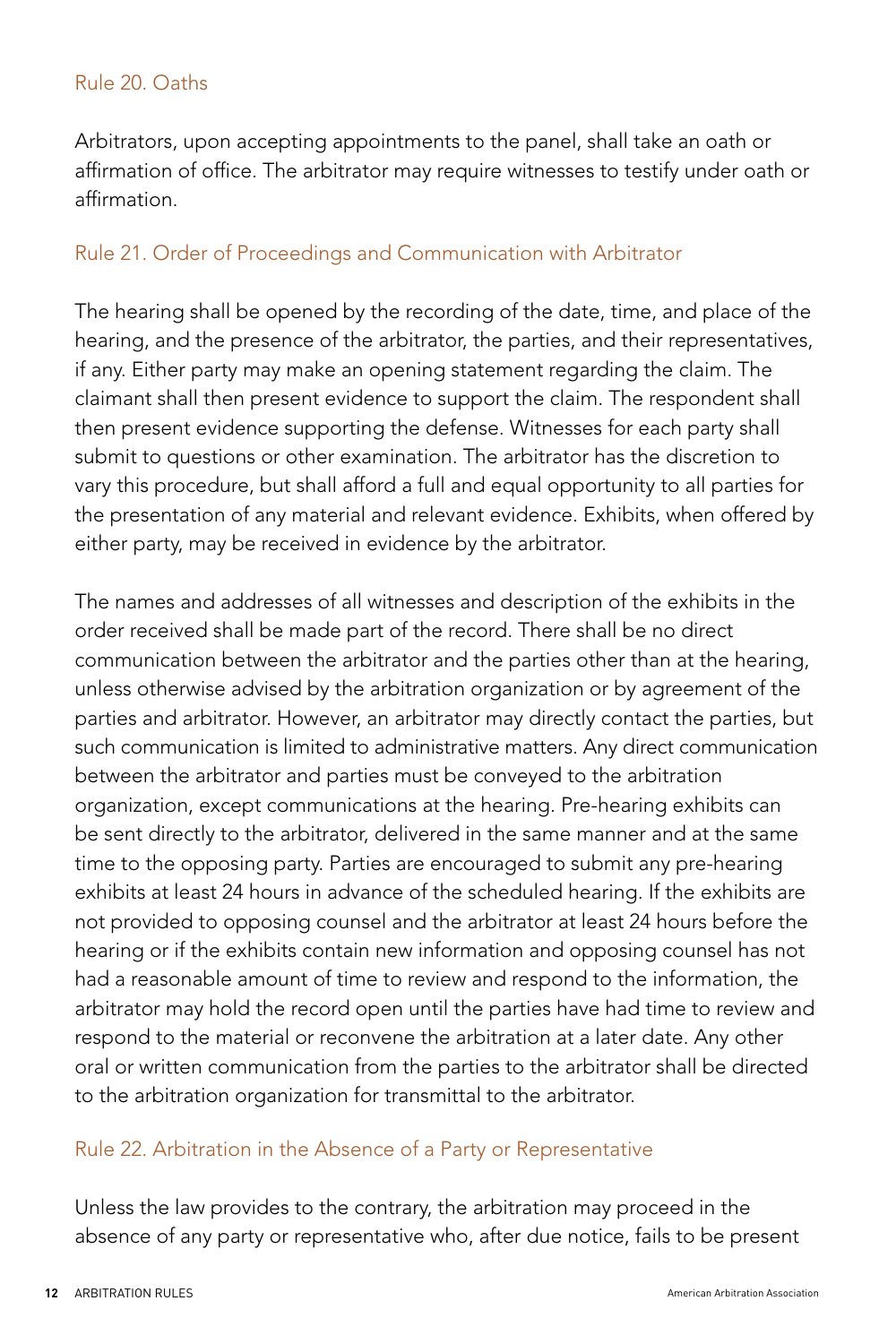## Rule 20. Oaths

Arbitrators, upon accepting appointments to the panel, shall take an oath or affirmation of office. The arbitrator may require witnesses to testify under oath or affirmation.

## Rule 21. Order of Proceedings and Communication with Arbitrator

The hearing shall be opened by the recording of the date, time, and place of the hearing, and the presence of the arbitrator, the parties, and their representatives, if any. Either party may make an opening statement regarding the claim. The claimant shall then present evidence to support the claim. The respondent shall then present evidence supporting the defense. Witnesses for each party shall submit to questions or other examination. The arbitrator has the discretion to vary this procedure, but shall afford a full and equal opportunity to all parties for the presentation of any material and relevant evidence. Exhibits, when offered by either party, may be received in evidence by the arbitrator.

The names and addresses of all witnesses and description of the exhibits in the order received shall be made part of the record. There shall be no direct communication between the arbitrator and the parties other than at the hearing, unless otherwise advised by the arbitration organization or by agreement of the parties and arbitrator. However, an arbitrator may directly contact the parties, but such communication is limited to administrative matters. Any direct communication between the arbitrator and parties must be conveyed to the arbitration organization, except communications at the hearing. Pre-hearing exhibits can be sent directly to the arbitrator, delivered in the same manner and at the same time to the opposing party. Parties are encouraged to submit any pre-hearing exhibits at least 24 hours in advance of the scheduled hearing. If the exhibits are not provided to opposing counsel and the arbitrator at least 24 hours before the hearing or if the exhibits contain new information and opposing counsel has not had a reasonable amount of time to review and respond to the information, the arbitrator may hold the record open until the parties have had time to review and respond to the material or reconvene the arbitration at a later date. Any other oral or written communication from the parties to the arbitrator shall be directed to the arbitration organization for transmittal to the arbitrator.

## Rule 22. Arbitration in the Absence of a Party or Representative

Unless the law provides to the contrary, the arbitration may proceed in the absence of any party or representative who, after due notice, fails to be present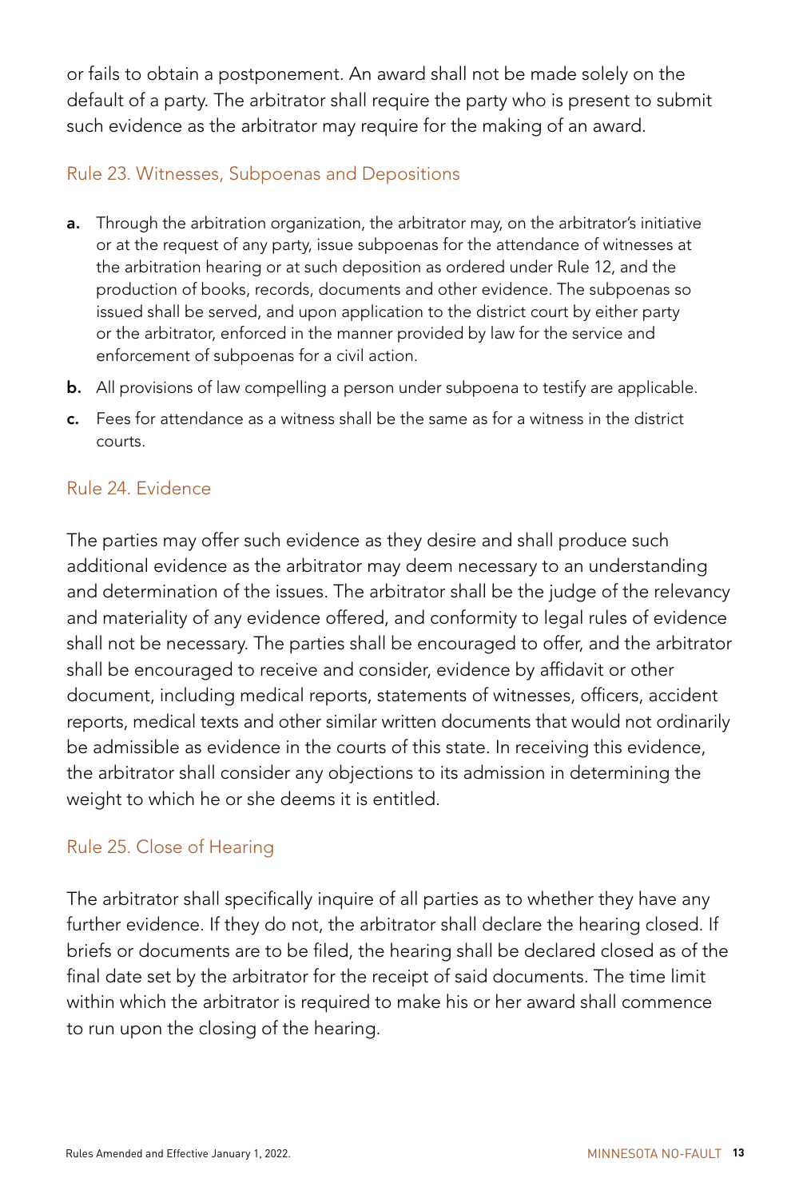or fails to obtain a postponement. An award shall not be made solely on the default of a party. The arbitrator shall require the party who is present to submit such evidence as the arbitrator may require for the making of an award.

## Rule 23. Witnesses, Subpoenas and Depositions

**a.** Through the arbitration organization, the arbitrator may, on the arbitrator's initiative or at the request of any party, issue subpoenas for the attendance of witnesses at the arbitration hearing or at such deposition as ordered under Rule 12, and the production of books, records, documents and other evidence. The subpoenas so issued shall be served, and upon application to the district court by either party or the arbitrator, enforced in the manner provided by law for the service and enforcement of subpoenas for a civil action.

**b.** All provisions of law compelling a person under subpoena to testify are applicable.

**c.** Fees for attendance as a witness shall be the same as for a witness in the district courts.

## Rule 24. Evidence

The parties may offer such evidence as they desire and shall produce such additional evidence as the arbitrator may deem necessary to an understanding and determination of the issues. The arbitrator shall be the judge of the relevancy and materiality of any evidence offered, and conformity to legal rules of evidence shall not be necessary. The parties shall be encouraged to offer, and the arbitrator shall be encouraged to receive and consider, evidence by affidavit or other document, including medical reports, statements of witnesses, officers, accident reports, medical texts and other similar written documents that would not ordinarily be admissible as evidence in the courts of this state. In receiving this evidence, the arbitrator shall consider any objections to its admission in determining the weight to which he or she deems it is entitled.

## Rule 25. Close of Hearing

The arbitrator shall specifically inquire of all parties as to whether they have any further evidence. If they do not, the arbitrator shall declare the hearing closed. If briefs or documents are to be filed, the hearing shall be declared closed as of the final date set by the arbitrator for the receipt of said documents. The time limit within which the arbitrator is required to make his or her award shall commence to run upon the closing of the hearing.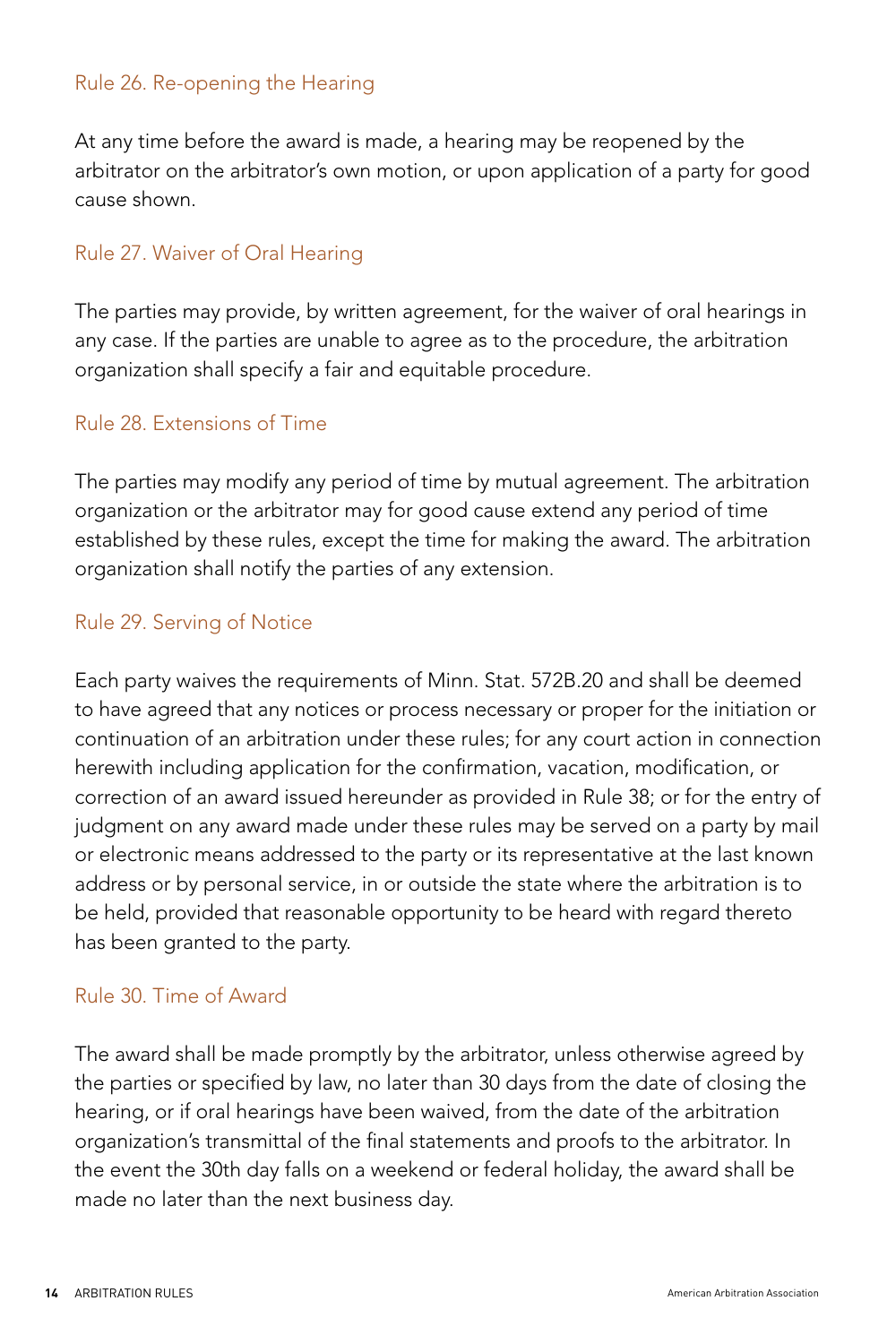### Rule 26. Re-opening the Hearing

At any time before the award is made, a hearing may be reopened by the arbitrator on the arbitrator's own motion, or upon application of a party for good cause shown.

### Rule 27. Waiver of Oral Hearing

The parties may provide, by written agreement, for the waiver of oral hearings in any case. If the parties are unable to agree as to the procedure, the arbitration organization shall specify a fair and equitable procedure.

### Rule 28. Extensions of Time

The parties may modify any period of time by mutual agreement. The arbitration organization or the arbitrator may for good cause extend any period of time established by these rules, except the time for making the award. The arbitration organization shall notify the parties of any extension.

### Rule 29. Serving of Notice

Each party waives the requirements of Minn. Stat. 572B.20 and shall be deemed to have agreed that any notices or process necessary or proper for the initiation or continuation of an arbitration under these rules; for any court action in connection herewith including application for the confirmation, vacation, modification, or correction of an award issued hereunder as provided in Rule 38; or for the entry of judgment on any award made under these rules may be served on a party by mail or electronic means addressed to the party or its representative at the last known address or by personal service, in or outside the state where the arbitration is to be held, provided that reasonable opportunity to be heard with regard thereto has been granted to the party.

### Rule 30. Time of Award

The award shall be made promptly by the arbitrator, unless otherwise agreed by the parties or specified by law, no later than 30 days from the date of closing the hearing, or if oral hearings have been waived, from the date of the arbitration organization's transmittal of the final statements and proofs to the arbitrator. In the event the 30th day falls on a weekend or federal holiday, the award shall be made no later than the next business day.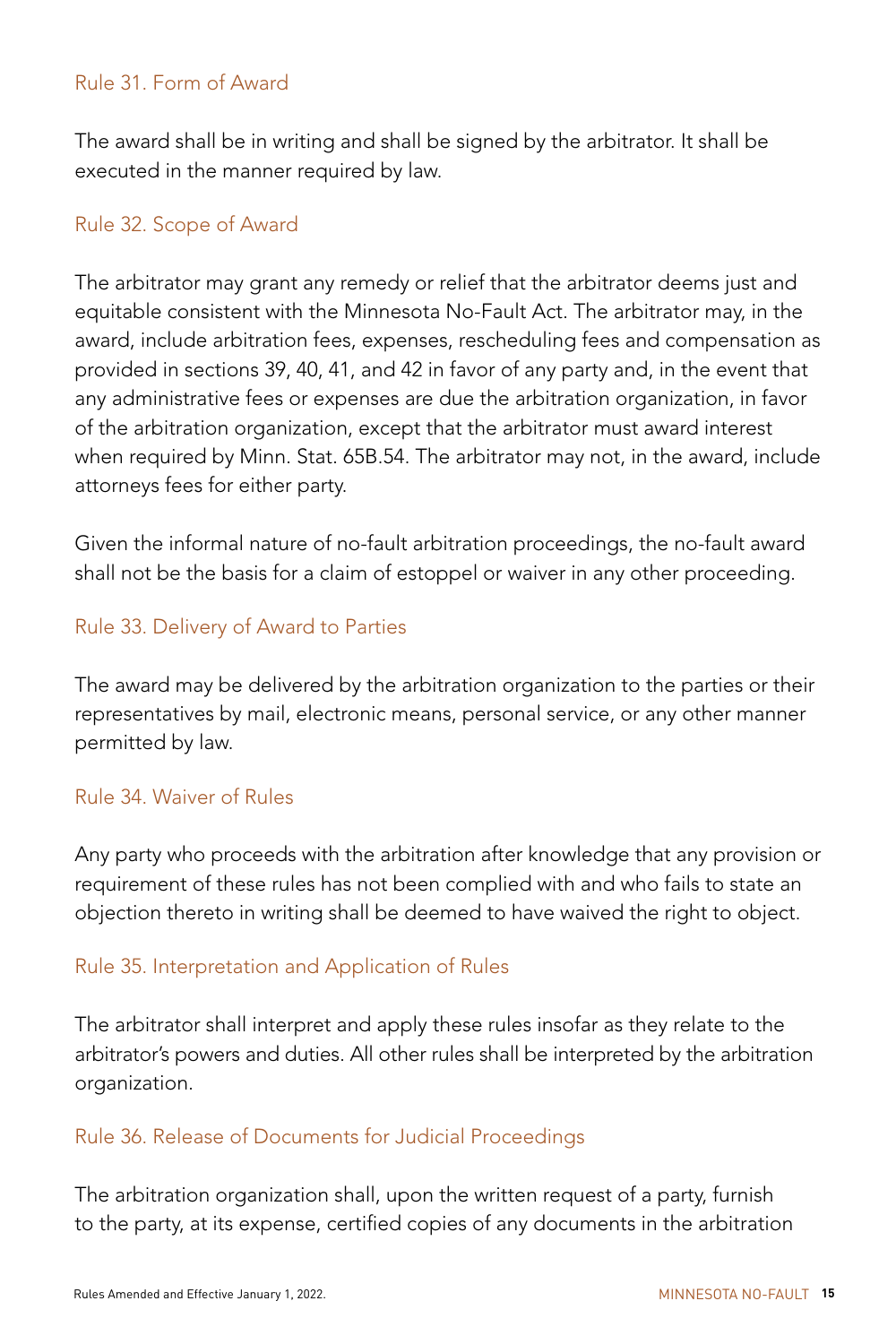## Rule 31. Form of Award

The award shall be in writing and shall be signed by the arbitrator. It shall be executed in the manner required by law.

## Rule 32. Scope of Award

The arbitrator may grant any remedy or relief that the arbitrator deems just and equitable consistent with the Minnesota No-Fault Act. The arbitrator may, in the award, include arbitration fees, expenses, rescheduling fees and compensation as provided in sections 39, 40, 41, and 42 in favor of any party and, in the event that any administrative fees or expenses are due the arbitration organization, in favor of the arbitration organization, except that the arbitrator must award interest when required by Minn. Stat. 65B.54. The arbitrator may not, in the award, include attorneys fees for either party.

Given the informal nature of no-fault arbitration proceedings, the no-fault award shall not be the basis for a claim of estoppel or waiver in any other proceeding.

## Rule 33. Delivery of Award to Parties

The award may be delivered by the arbitration organization to the parties or their representatives by mail, electronic means, personal service, or any other manner permitted by law.

## Rule 34. Waiver of Rules

Any party who proceeds with the arbitration after knowledge that any provision or requirement of these rules has not been complied with and who fails to state an objection thereto in writing shall be deemed to have waived the right to object.

## Rule 35. Interpretation and Application of Rules

The arbitrator shall interpret and apply these rules insofar as they relate to the arbitrator's powers and duties. All other rules shall be interpreted by the arbitration organization.

## Rule 36. Release of Documents for Judicial Proceedings

The arbitration organization shall, upon the written request of a party, furnish to the party, at its expense, certified copies of any documents in the arbitration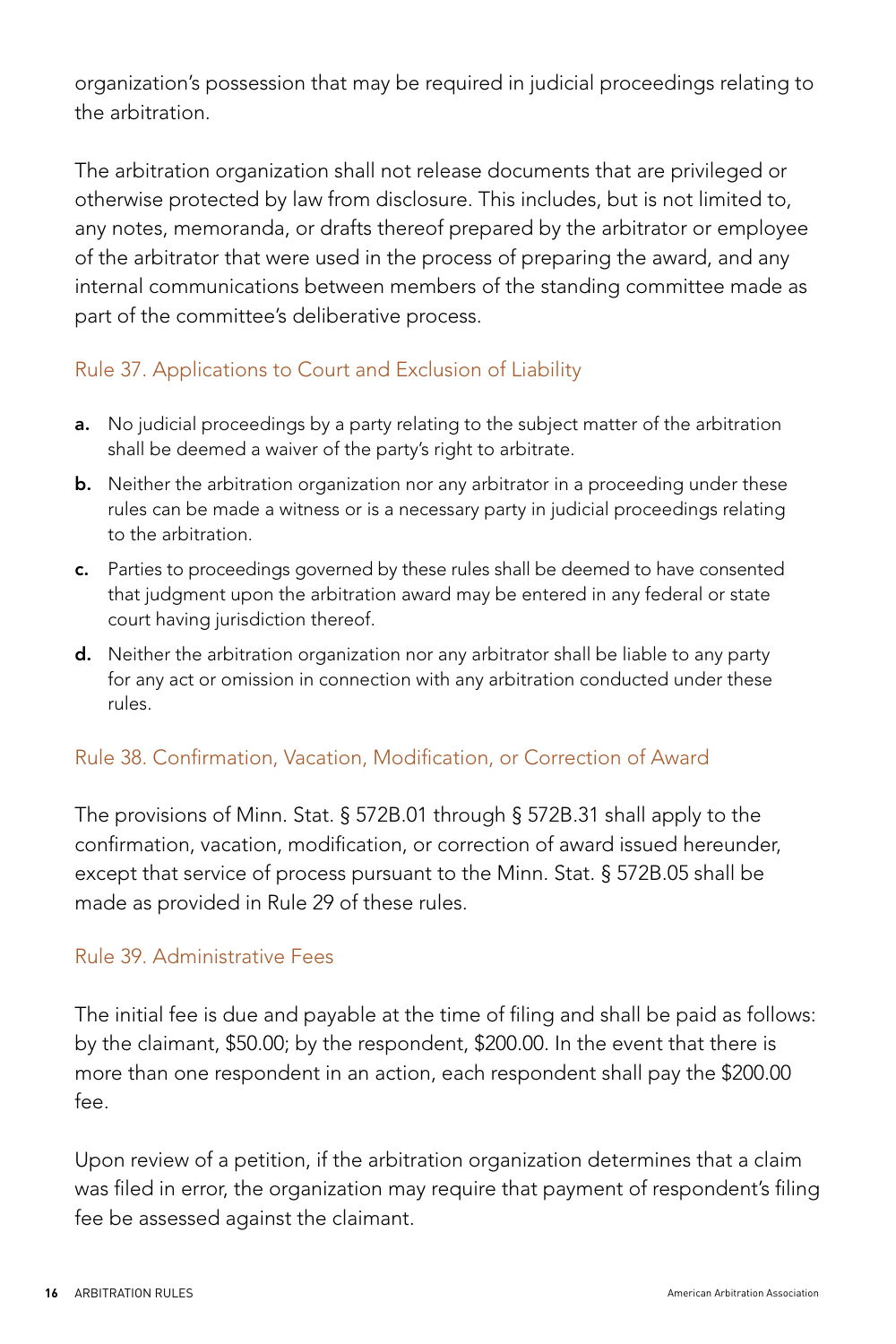organization's possession that may be required in judicial proceedings relating to the arbitration.

The arbitration organization shall not release documents that are privileged or otherwise protected by law from disclosure. This includes, but is not limited to, any notes, memoranda, or drafts thereof prepared by the arbitrator or employee of the arbitrator that were used in the process of preparing the award, and any internal communications between members of the standing committee made as part of the committee's deliberative process.

### Rule 37. Applications to Court and Exclusion of Liability

**a.** No judicial proceedings by a party relating to the subject matter of the arbitration shall be deemed a waiver of the party's right to arbitrate.

**b.** Neither the arbitration organization nor any arbitrator in a proceeding under these rules can be made a witness or is a necessary party in judicial proceedings relating to the arbitration.

**c.** Parties to proceedings governed by these rules shall be deemed to have consented that judgment upon the arbitration award may be entered in any federal or state court having jurisdiction thereof.

**d.** Neither the arbitration organization nor any arbitrator shall be liable to any party for any act or omission in connection with any arbitration conducted under these rules.

### Rule 38. Confirmation, Vacation, Modification, or Correction of Award

The provisions of Minn. Stat. § 572B.01 through § 572B.31 shall apply to the confirmation, vacation, modification, or correction of award issued hereunder, except that service of process pursuant to the Minn. Stat. § 572B.05 shall be made as provided in Rule 29 of these rules.

### Rule 39. Administrative Fees

The initial fee is due and payable at the time of filing and shall be paid as follows: by the claimant, $50.00; by the respondent, $200.00. In the event that there is more than one respondent in an action, each respondent shall pay the $200.00 fee.

Upon review of a petition, if the arbitration organization determines that a claim was filed in error, the organization may require that payment of respondent's filing fee be assessed against the claimant.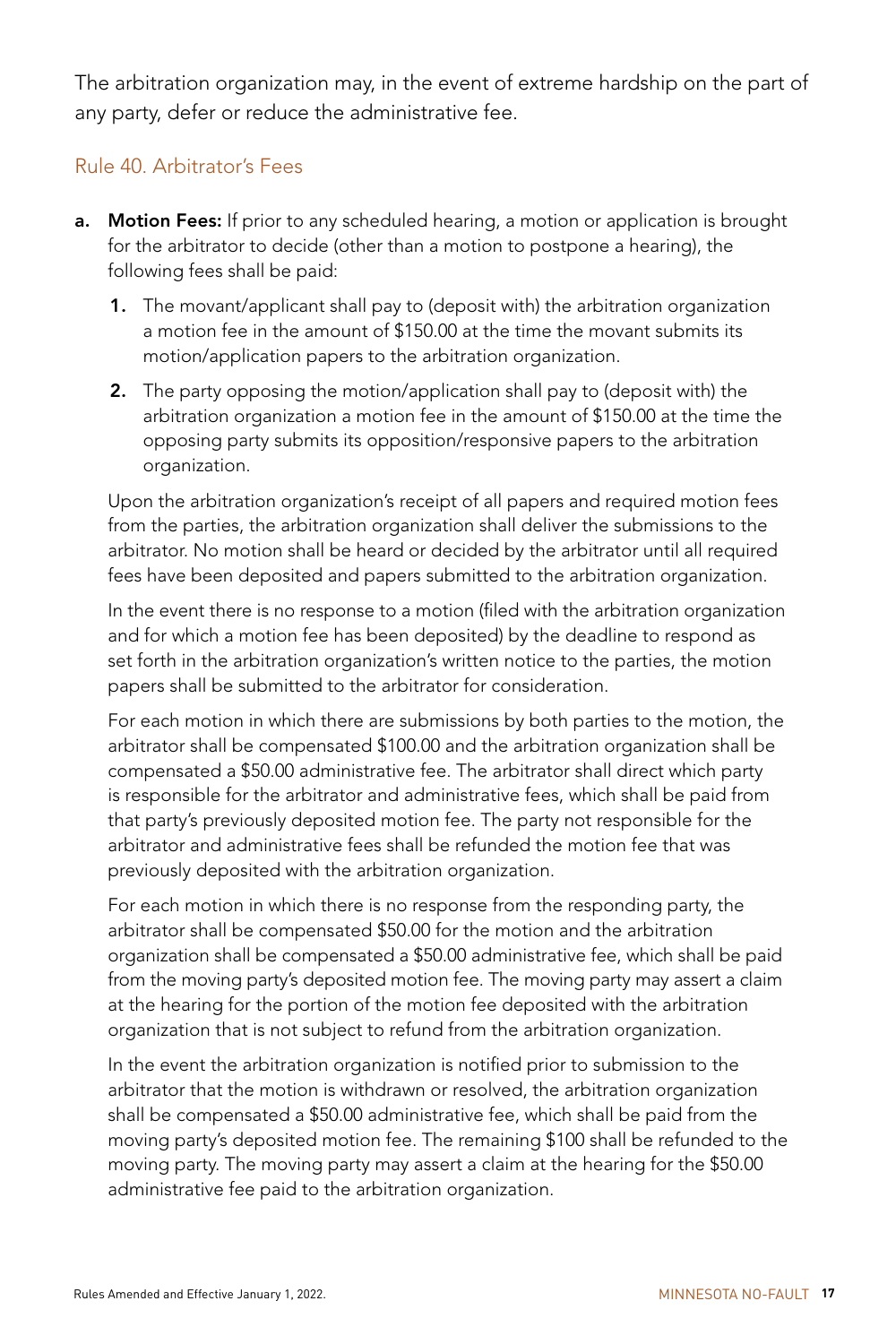The arbitration organization may, in the event of extreme hardship on the part of any party, defer or reduce the administrative fee.

## Rule 40. Arbitrator's Fees

**a. Motion Fees:** If prior to any scheduled hearing, a motion or application is brought for the arbitrator to decide (other than a motion to postpone a hearing), the following fees shall be paid:

1. The movant/applicant shall pay to (deposit with) the arbitration organization a motion fee in the amount of $150.00 at the time the movant submits its motion/application papers to the arbitration organization.
2. The party opposing the motion/application shall pay to (deposit with) the arbitration organization a motion fee in the amount of $150.00 at the time the opposing party submits its opposition/responsive papers to the arbitration organization.

Upon the arbitration organization's receipt of all papers and required motion fees from the parties, the arbitration organization shall deliver the submissions to the arbitrator. No motion shall be heard or decided by the arbitrator until all required fees have been deposited and papers submitted to the arbitration organization.

In the event there is no response to a motion (filed with the arbitration organization and for which a motion fee has been deposited) by the deadline to respond as set forth in the arbitration organization's written notice to the parties, the motion papers shall be submitted to the arbitrator for consideration.

For each motion in which there are submissions by both parties to the motion, the arbitrator shall be compensated $100.00 and the arbitration organization shall be compensated a $50.00 administrative fee. The arbitrator shall direct which party is responsible for the arbitrator and administrative fees, which shall be paid from that party's previously deposited motion fee. The party not responsible for the arbitrator and administrative fees shall be refunded the motion fee that was previously deposited with the arbitration organization.

For each motion in which there is no response from the responding party, the arbitrator shall be compensated $50.00 for the motion and the arbitration organization shall be compensated a $50.00 administrative fee, which shall be paid from the moving party's deposited motion fee. The moving party may assert a claim at the hearing for the portion of the motion fee deposited with the arbitration organization that is not subject to refund from the arbitration organization.

In the event the arbitration organization is notified prior to submission to the arbitrator that the motion is withdrawn or resolved, the arbitration organization shall be compensated a $50.00 administrative fee, which shall be paid from the moving party's deposited motion fee. The remaining $100 shall be refunded to the moving party. The moving party may assert a claim at the hearing for the $50.00 administrative fee paid to the arbitration organization.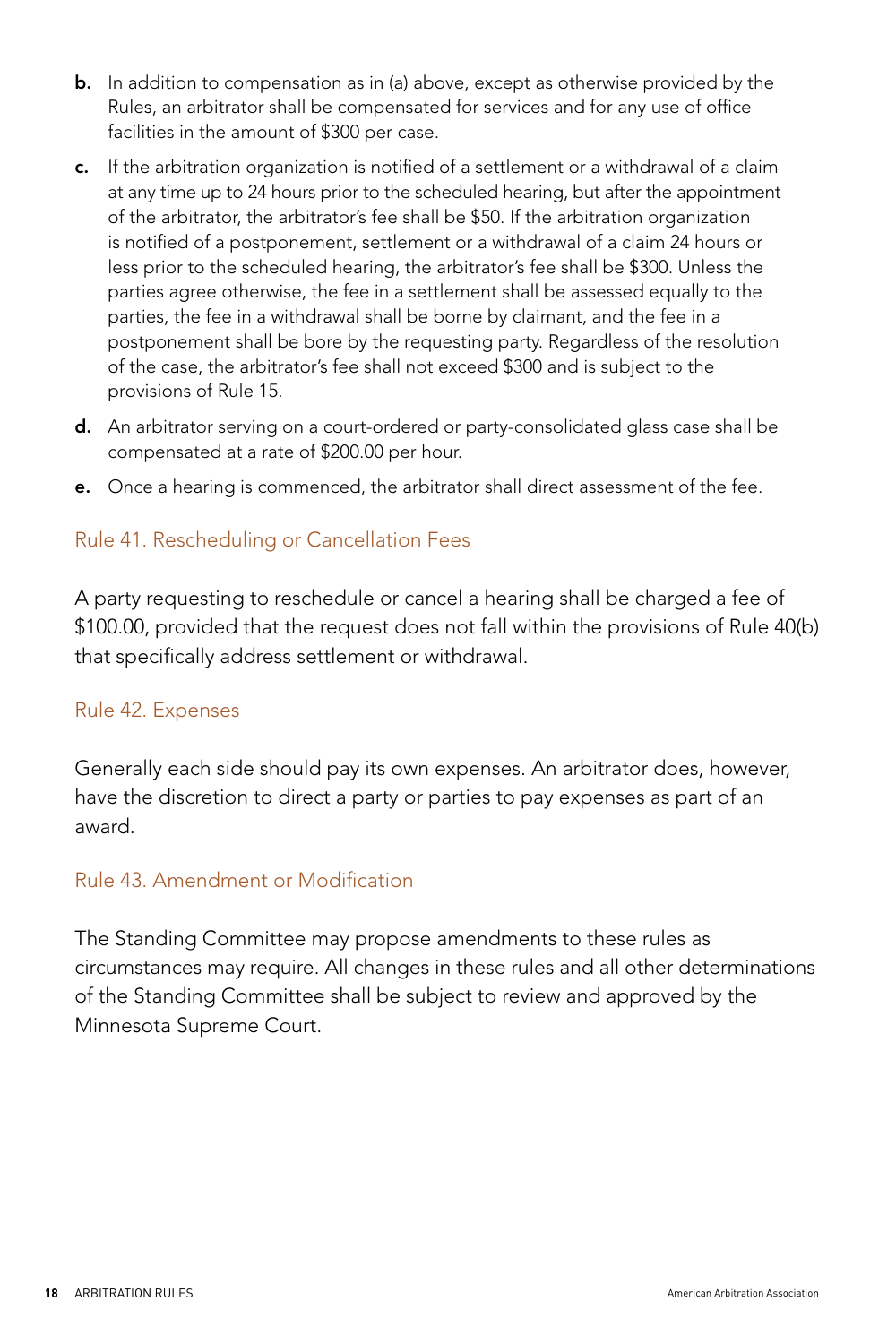**b.** In addition to compensation as in (a) above, except as otherwise provided by the Rules, an arbitrator shall be compensated for services and for any use of office facilities in the amount of $300 per case.

**c.** If the arbitration organization is notified of a settlement or a withdrawal of a claim at any time up to 24 hours prior to the scheduled hearing, but after the appointment of the arbitrator, the arbitrator's fee shall be $50. If the arbitration organization is notified of a postponement, settlement or a withdrawal of a claim 24 hours or less prior to the scheduled hearing, the arbitrator's fee shall be $300. Unless the parties agree otherwise, the fee in a settlement shall be assessed equally to the parties, the fee in a withdrawal shall be borne by claimant, and the fee in a postponement shall be bore by the requesting party. Regardless of the resolution of the case, the arbitrator's fee shall not exceed $300 and is subject to the provisions of Rule 15.

**d.** An arbitrator serving on a court-ordered or party-consolidated glass case shall be compensated at a rate of $200.00 per hour.

**e.** Once a hearing is commenced, the arbitrator shall direct assessment of the fee.

## Rule 41. Rescheduling or Cancellation Fees

A party requesting to reschedule or cancel a hearing shall be charged a fee of $100.00, provided that the request does not fall within the provisions of Rule 40(b) that specifically address settlement or withdrawal.

## Rule 42. Expenses

Generally each side should pay its own expenses. An arbitrator does, however, have the discretion to direct a party or parties to pay expenses as part of an award.

## Rule 43. Amendment or Modification

The Standing Committee may propose amendments to these rules as circumstances may require. All changes in these rules and all other determinations of the Standing Committee shall be subject to review and approved by the Minnesota Supreme Court.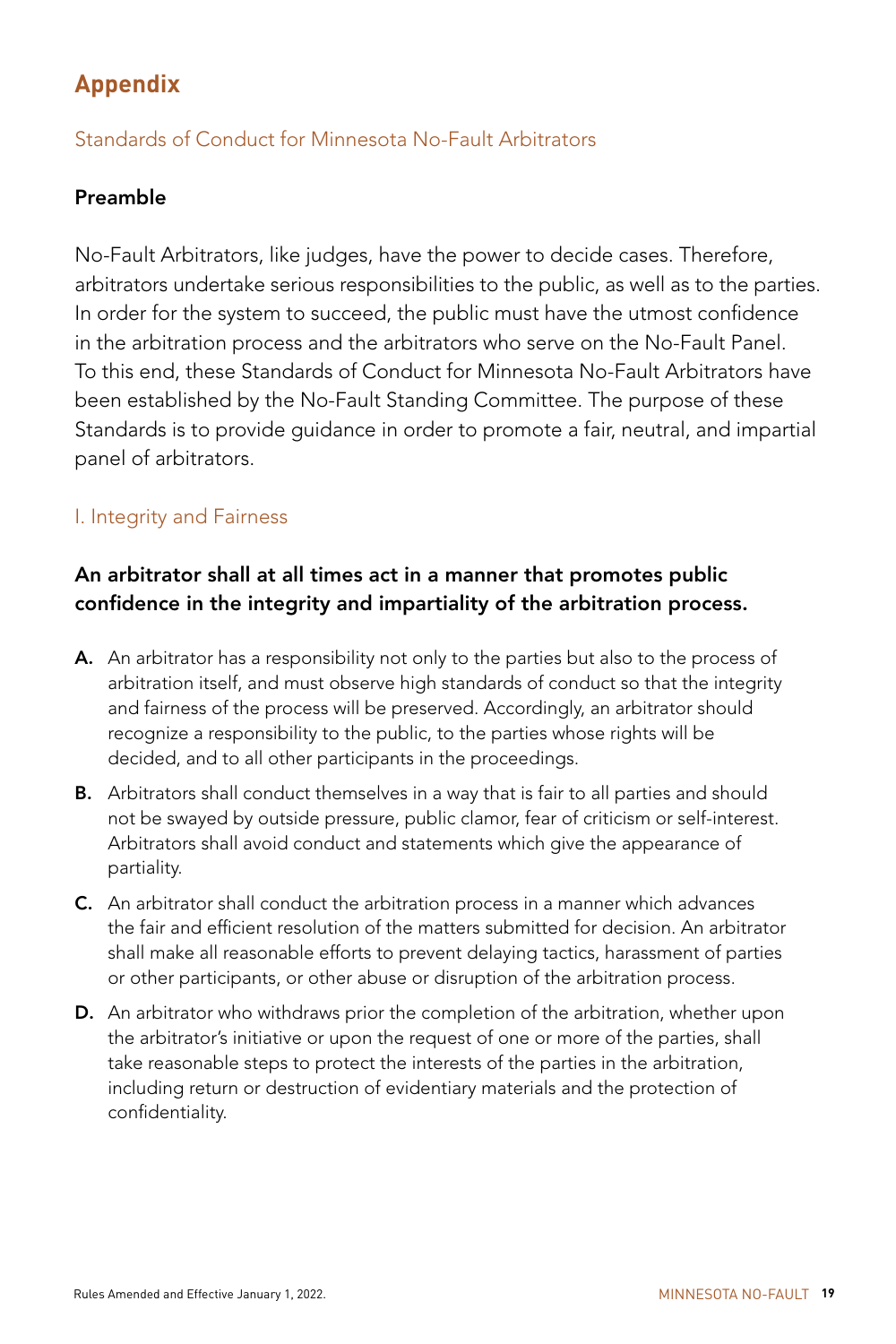# Appendix

## Standards of Conduct for Minnesota No-Fault Arbitrators

### Preamble

No-Fault Arbitrators, like judges, have the power to decide cases. Therefore, arbitrators undertake serious responsibilities to the public, as well as to the parties. In order for the system to succeed, the public must have the utmost confidence in the arbitration process and the arbitrators who serve on the No-Fault Panel. To this end, these Standards of Conduct for Minnesota No-Fault Arbitrators have been established by the No-Fault Standing Committee. The purpose of these Standards is to provide guidance in order to promote a fair, neutral, and impartial panel of arbitrators.

## I. Integrity and Fairness

**An arbitrator shall at all times act in a manner that promotes public confidence in the integrity and impartiality of the arbitration process.**

**A.** An arbitrator has a responsibility not only to the parties but also to the process of arbitration itself, and must observe high standards of conduct so that the integrity and fairness of the process will be preserved. Accordingly, an arbitrator should recognize a responsibility to the public, to the parties whose rights will be decided, and to all other participants in the proceedings.

**B.** Arbitrators shall conduct themselves in a way that is fair to all parties and should not be swayed by outside pressure, public clamor, fear of criticism or self-interest. Arbitrators shall avoid conduct and statements which give the appearance of partiality.

**C.** An arbitrator shall conduct the arbitration process in a manner which advances the fair and efficient resolution of the matters submitted for decision. An arbitrator shall make all reasonable efforts to prevent delaying tactics, harassment of parties or other participants, or other abuse or disruption of the arbitration process.

**D.** An arbitrator who withdraws prior the completion of the arbitration, whether upon the arbitrator's initiative or upon the request of one or more of the parties, shall take reasonable steps to protect the interests of the parties in the arbitration, including return or destruction of evidentiary materials and the protection of confidentiality.

Rules Amended and Effective January 1, 2022.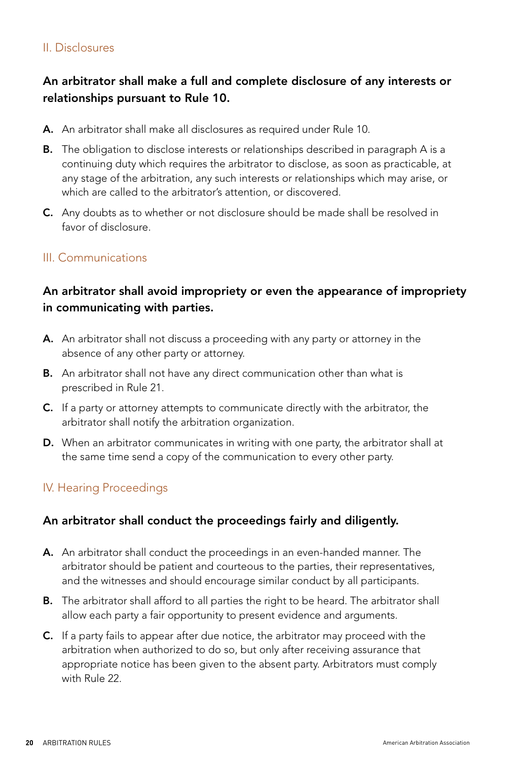## II. Disclosures

### An arbitrator shall make a full and complete disclosure of any interests or relationships pursuant to Rule 10.

**A.** An arbitrator shall make all disclosures as required under Rule 10.

**B.** The obligation to disclose interests or relationships described in paragraph A is a continuing duty which requires the arbitrator to disclose, as soon as practicable, at any stage of the arbitration, any such interests or relationships which may arise, or which are called to the arbitrator's attention, or discovered.

**C.** Any doubts as to whether or not disclosure should be made shall be resolved in favor of disclosure.

## III. Communications

### An arbitrator shall avoid impropriety or even the appearance of impropriety in communicating with parties.

**A.** An arbitrator shall not discuss a proceeding with any party or attorney in the absence of any other party or attorney.

**B.** An arbitrator shall not have any direct communication other than what is prescribed in Rule 21.

**C.** If a party or attorney attempts to communicate directly with the arbitrator, the arbitrator shall notify the arbitration organization.

**D.** When an arbitrator communicates in writing with one party, the arbitrator shall at the same time send a copy of the communication to every other party.

## IV. Hearing Proceedings

### An arbitrator shall conduct the proceedings fairly and diligently.

**A.** An arbitrator shall conduct the proceedings in an even-handed manner. The arbitrator should be patient and courteous to the parties, their representatives, and the witnesses and should encourage similar conduct by all participants.

**B.** The arbitrator shall afford to all parties the right to be heard. The arbitrator shall allow each party a fair opportunity to present evidence and arguments.

**C.** If a party fails to appear after due notice, the arbitrator may proceed with the arbitration when authorized to do so, but only after receiving assurance that appropriate notice has been given to the absent party. Arbitrators must comply with Rule 22.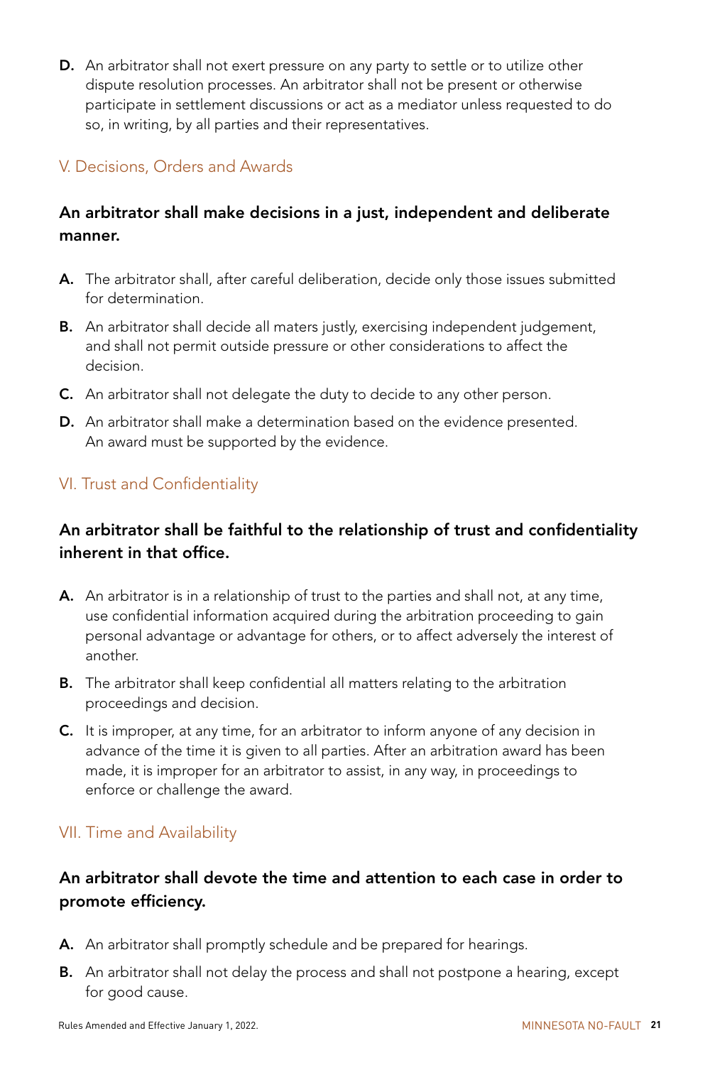**D.** An arbitrator shall not exert pressure on any party to settle or to utilize other dispute resolution processes. An arbitrator shall not be present or otherwise participate in settlement discussions or act as a mediator unless requested to do so, in writing, by all parties and their representatives.

## V. Decisions, Orders and Awards

### An arbitrator shall make decisions in a just, independent and deliberate manner.

**A.** The arbitrator shall, after careful deliberation, decide only those issues submitted for determination.

**B.** An arbitrator shall decide all maters justly, exercising independent judgement, and shall not permit outside pressure or other considerations to affect the decision.

**C.** An arbitrator shall not delegate the duty to decide to any other person.

**D.** An arbitrator shall make a determination based on the evidence presented. An award must be supported by the evidence.

## VI. Trust and Confidentiality

### An arbitrator shall be faithful to the relationship of trust and confidentiality inherent in that office.

**A.** An arbitrator is in a relationship of trust to the parties and shall not, at any time, use confidential information acquired during the arbitration proceeding to gain personal advantage or advantage for others, or to affect adversely the interest of another.

**B.** The arbitrator shall keep confidential all matters relating to the arbitration proceedings and decision.

**C.** It is improper, at any time, for an arbitrator to inform anyone of any decision in advance of the time it is given to all parties. After an arbitration award has been made, it is improper for an arbitrator to assist, in any way, in proceedings to enforce or challenge the award.

## VII. Time and Availability

### An arbitrator shall devote the time and attention to each case in order to promote efficiency.

**A.** An arbitrator shall promptly schedule and be prepared for hearings.

**B.** An arbitrator shall not delay the process and shall not postpone a hearing, except for good cause.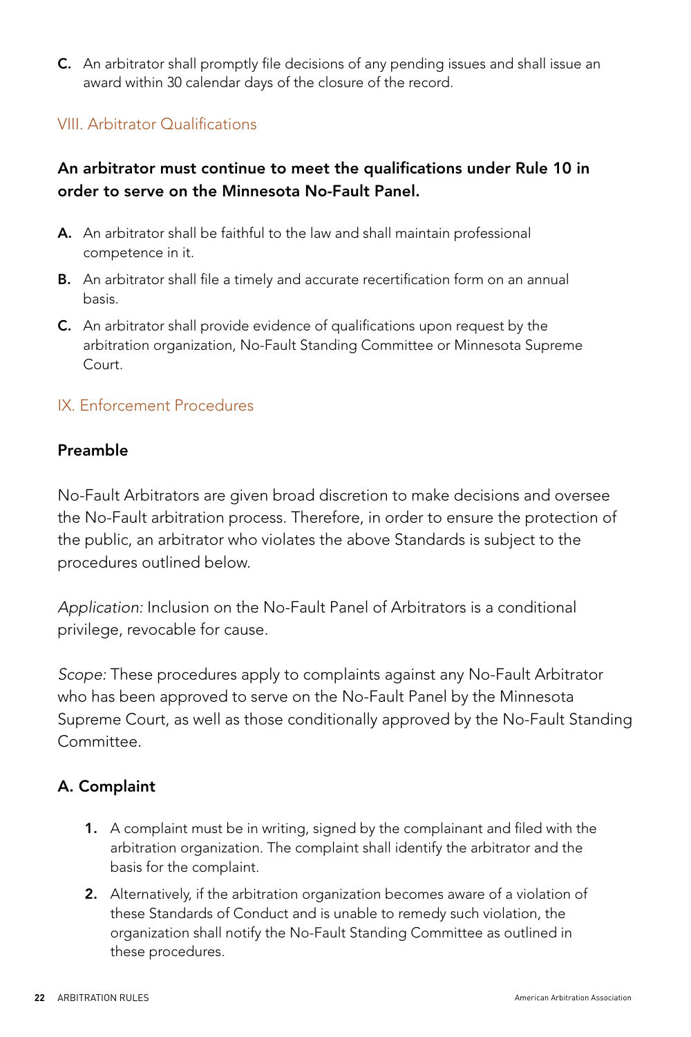C. An arbitrator shall promptly file decisions of any pending issues and shall issue an award within 30 calendar days of the closure of the record.

## VIII. Arbitrator Qualifications

**An arbitrator must continue to meet the qualifications under Rule 10 in order to serve on the Minnesota No-Fault Panel.**

A. An arbitrator shall be faithful to the law and shall maintain professional competence in it.

B. An arbitrator shall file a timely and accurate recertification form on an annual basis.

C. An arbitrator shall provide evidence of qualifications upon request by the arbitration organization, No-Fault Standing Committee or Minnesota Supreme Court.

## IX. Enforcement Procedures

### Preamble

No-Fault Arbitrators are given broad discretion to make decisions and oversee the No-Fault arbitration process. Therefore, in order to ensure the protection of the public, an arbitrator who violates the above Standards is subject to the procedures outlined below.

*Application:* Inclusion on the No-Fault Panel of Arbitrators is a conditional privilege, revocable for cause.

*Scope:* These procedures apply to complaints against any No-Fault Arbitrator who has been approved to serve on the No-Fault Panel by the Minnesota Supreme Court, as well as those conditionally approved by the No-Fault Standing Committee.

### A. Complaint

1. A complaint must be in writing, signed by the complainant and filed with the arbitration organization. The complaint shall identify the arbitrator and the basis for the complaint.
2. Alternatively, if the arbitration organization becomes aware of a violation of these Standards of Conduct and is unable to remedy such violation, the organization shall notify the No-Fault Standing Committee as outlined in these procedures.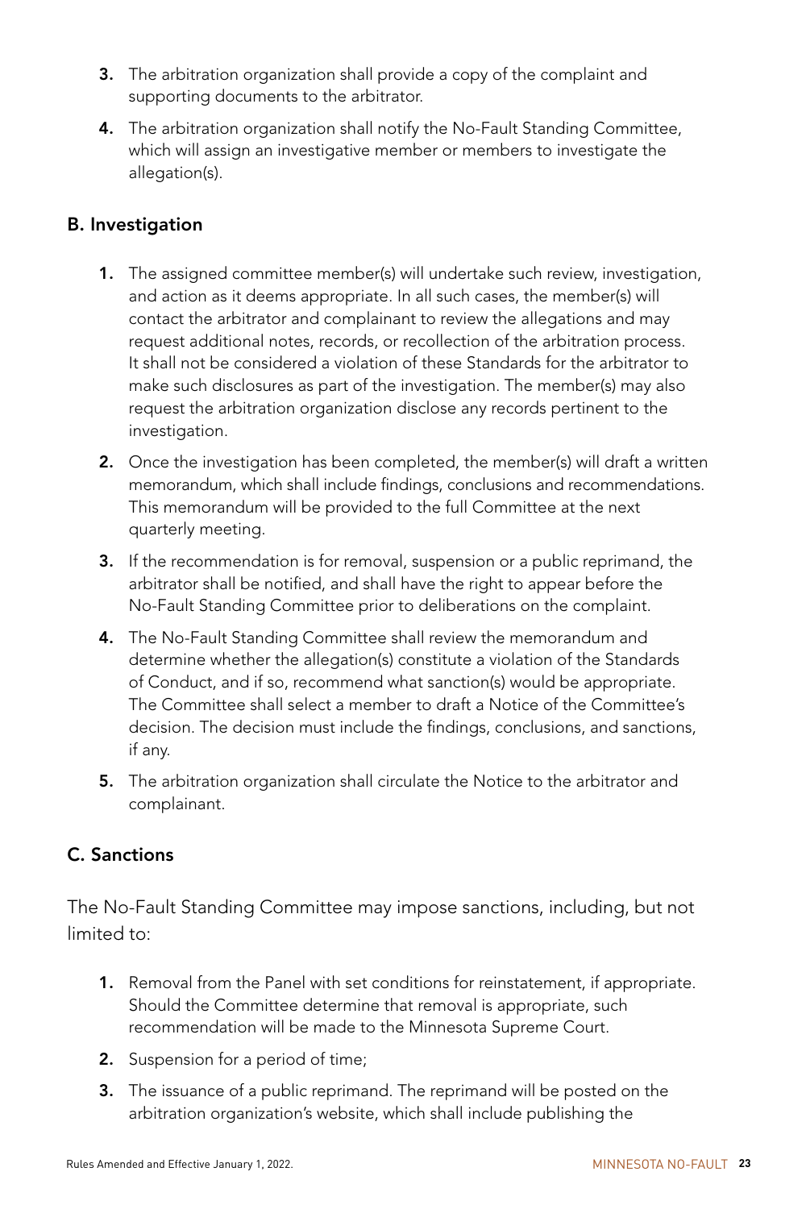3. The arbitration organization shall provide a copy of the complaint and supporting documents to the arbitrator.
4. The arbitration organization shall notify the No-Fault Standing Committee, which will assign an investigative member or members to investigate the allegation(s).

## B. Investigation

1. The assigned committee member(s) will undertake such review, investigation, and action as it deems appropriate. In all such cases, the member(s) will contact the arbitrator and complainant to review the allegations and may request additional notes, records, or recollection of the arbitration process. It shall not be considered a violation of these Standards for the arbitrator to make such disclosures as part of the investigation. The member(s) may also request the arbitration organization disclose any records pertinent to the investigation.
2. Once the investigation has been completed, the member(s) will draft a written memorandum, which shall include findings, conclusions and recommendations. This memorandum will be provided to the full Committee at the next quarterly meeting.
3. If the recommendation is for removal, suspension or a public reprimand, the arbitrator shall be notified, and shall have the right to appear before the No-Fault Standing Committee prior to deliberations on the complaint.
4. The No-Fault Standing Committee shall review the memorandum and determine whether the allegation(s) constitute a violation of the Standards of Conduct, and if so, recommend what sanction(s) would be appropriate. The Committee shall select a member to draft a Notice of the Committee's decision. The decision must include the findings, conclusions, and sanctions, if any.
5. The arbitration organization shall circulate the Notice to the arbitrator and complainant.

## C. Sanctions

The No-Fault Standing Committee may impose sanctions, including, but not limited to:

1. Removal from the Panel with set conditions for reinstatement, if appropriate. Should the Committee determine that removal is appropriate, such recommendation will be made to the Minnesota Supreme Court.
2. Suspension for a period of time;
3. The issuance of a public reprimand. The reprimand will be posted on the arbitration organization's website, which shall include publishing the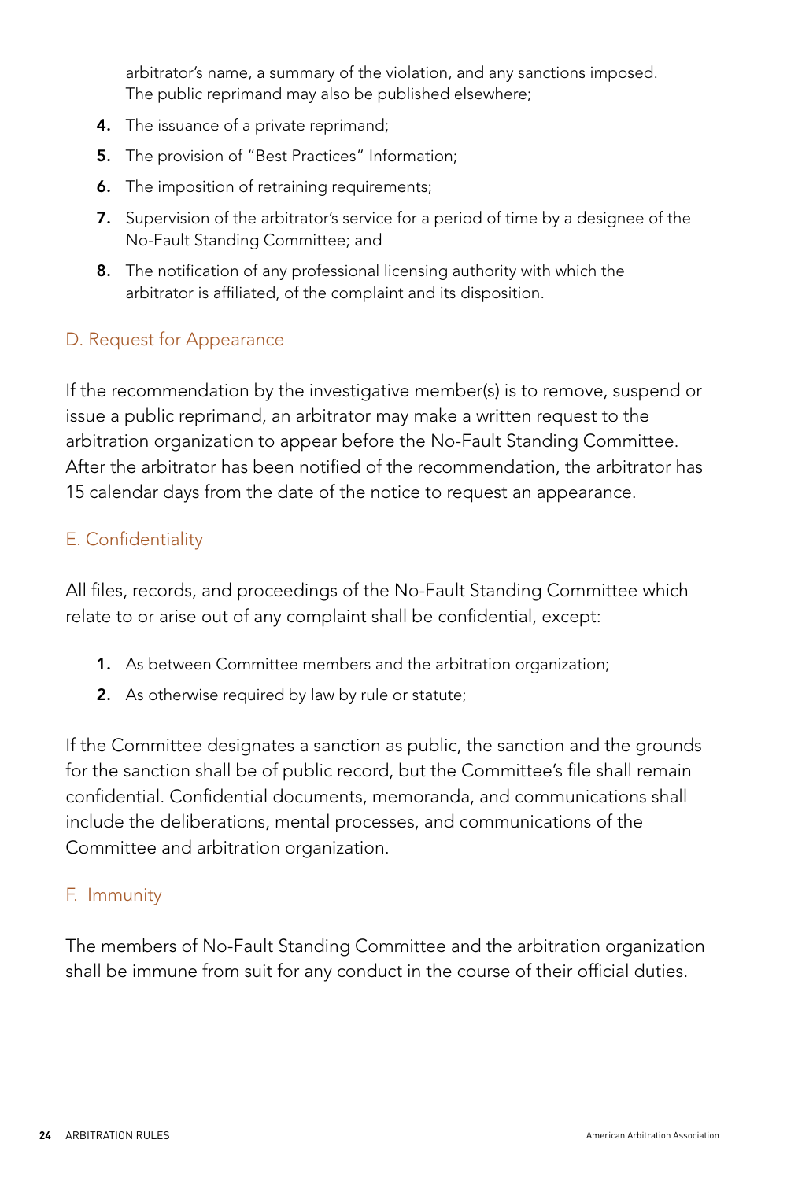arbitrator's name, a summary of the violation, and any sanctions imposed. The public reprimand may also be published elsewhere;

4. The issuance of a private reprimand;
5. The provision of "Best Practices" Information;
6. The imposition of retraining requirements;
7. Supervision of the arbitrator's service for a period of time by a designee of the No-Fault Standing Committee; and
8. The notification of any professional licensing authority with which the arbitrator is affiliated, of the complaint and its disposition.

## D. Request for Appearance

If the recommendation by the investigative member(s) is to remove, suspend or issue a public reprimand, an arbitrator may make a written request to the arbitration organization to appear before the No-Fault Standing Committee. After the arbitrator has been notified of the recommendation, the arbitrator has 15 calendar days from the date of the notice to request an appearance.

## E. Confidentiality

All files, records, and proceedings of the No-Fault Standing Committee which relate to or arise out of any complaint shall be confidential, except:

1. As between Committee members and the arbitration organization;
2. As otherwise required by law by rule or statute;

If the Committee designates a sanction as public, the sanction and the grounds for the sanction shall be of public record, but the Committee's file shall remain confidential. Confidential documents, memoranda, and communications shall include the deliberations, mental processes, and communications of the Committee and arbitration organization.

## F. Immunity

The members of No-Fault Standing Committee and the arbitration organization shall be immune from suit for any conduct in the course of their official duties.